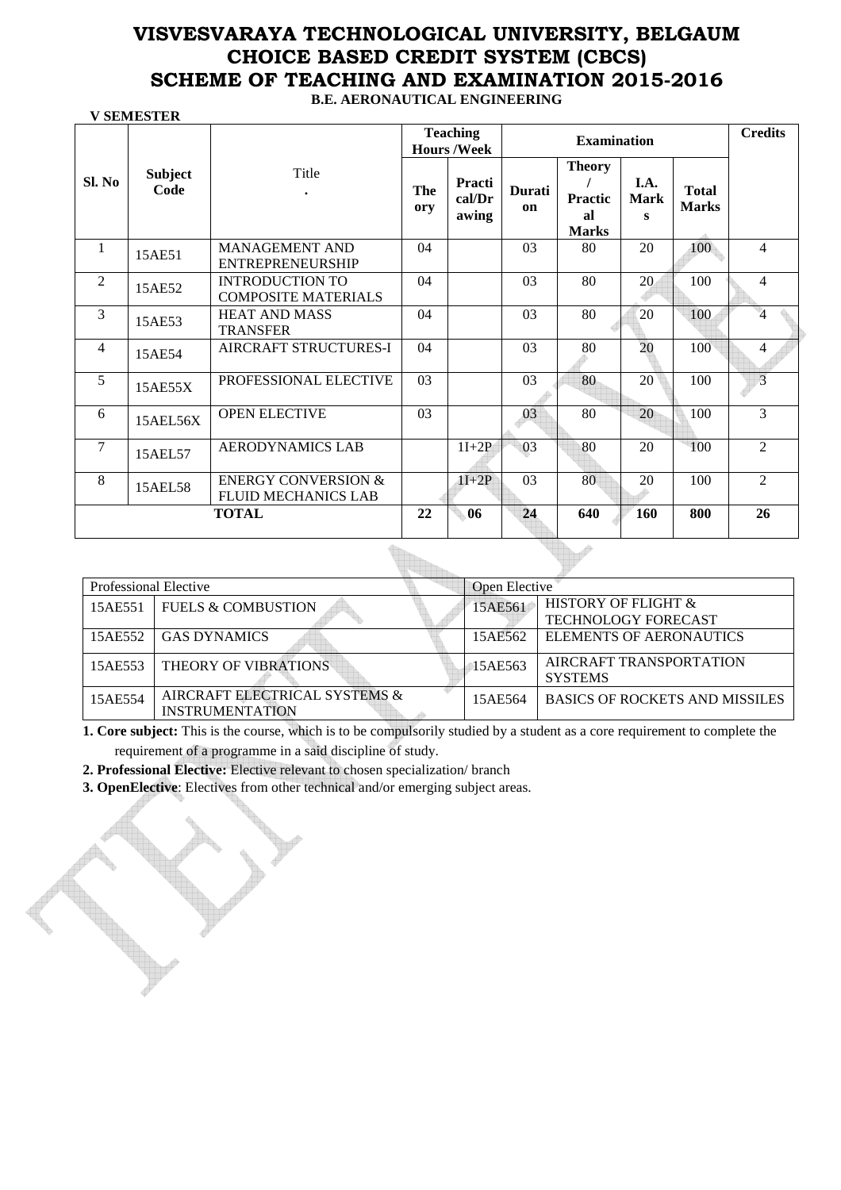# VISVESVARAYA TECHNOLOGICAL UNIVERSITY, BELGAUM
# CHOICE BASED CREDIT SYSTEM (CBCS)
# SCHEME OF TEACHING AND EXAMINATION 2015-2016

**B.E. AERONAUTICAL ENGINEERING**

**V SEMESTER**

| Sl. No | Subject Code | Title | Teaching Hours /Week | | Examination | | | | Credits |
|---|---|---|---|---|---|---|---|---|---|
| | | | Theory | Practical/Drawing | Duration | Theory / Practical Marks | I.A. Marks | Total Marks | |
| 1 | 15AE51 | MANAGEMENT AND ENTREPRENEURSHIP | 04 | | 03 | 80 | 20 | 100 | 4 |
| 2 | 15AE52 | INTRODUCTION TO COMPOSITE MATERIALS | 04 | | 03 | 80 | 20 | 100 | 4 |
| 3 | 15AE53 | HEAT AND MASS TRANSFER | 04 | | 03 | 80 | 20 | 100 | 4 |
| 4 | 15AE54 | AIRCRAFT STRUCTURES-I | 04 | | 03 | 80 | 20 | 100 | 4 |
| 5 | 15AE55X | PROFESSIONAL ELECTIVE | 03 | | 03 | 80 | 20 | 100 | 3 |
| 6 | 15AEL56X | OPEN ELECTIVE | 03 | | 03 | 80 | 20 | 100 | 3 |
| 7 | 15AEL57 | AERODYNAMICS LAB | | 1I+2P | 03 | 80 | 20 | 100 | 2 |
| 8 | 15AEL58 | ENERGY CONVERSION & FLUID MECHANICS LAB | | 1I+2P | 03 | 80 | 20 | 100 | 2 |
| **TOTAL** | | | **22** | **06** | **24** | **640** | **160** | **800** | **26** |

| Professional Elective | | Open Elective | |
|---|---|---|---|
| 15AE551 | FUELS & COMBUSTION | 15AE561 | HISTORY OF FLIGHT & TECHNOLOGY FORECAST |
| 15AE552 | GAS DYNAMICS | 15AE562 | ELEMENTS OF AERONAUTICS |
| 15AE553 | THEORY OF VIBRATIONS | 15AE563 | AIRCRAFT TRANSPORTATION SYSTEMS |
| 15AE554 | AIRCRAFT ELECTRICAL SYSTEMS & INSTRUMENTATION | 15AE564 | BASICS OF ROCKETS AND MISSILES |

**1. Core subject:** This is the course, which is to be compulsorily studied by a student as a core requirement to complete the requirement of a programme in a said discipline of study.

**2. Professional Elective:** Elective relevant to chosen specialization/ branch

**3. OpenElective**: Electives from other technical and/or emerging subject areas.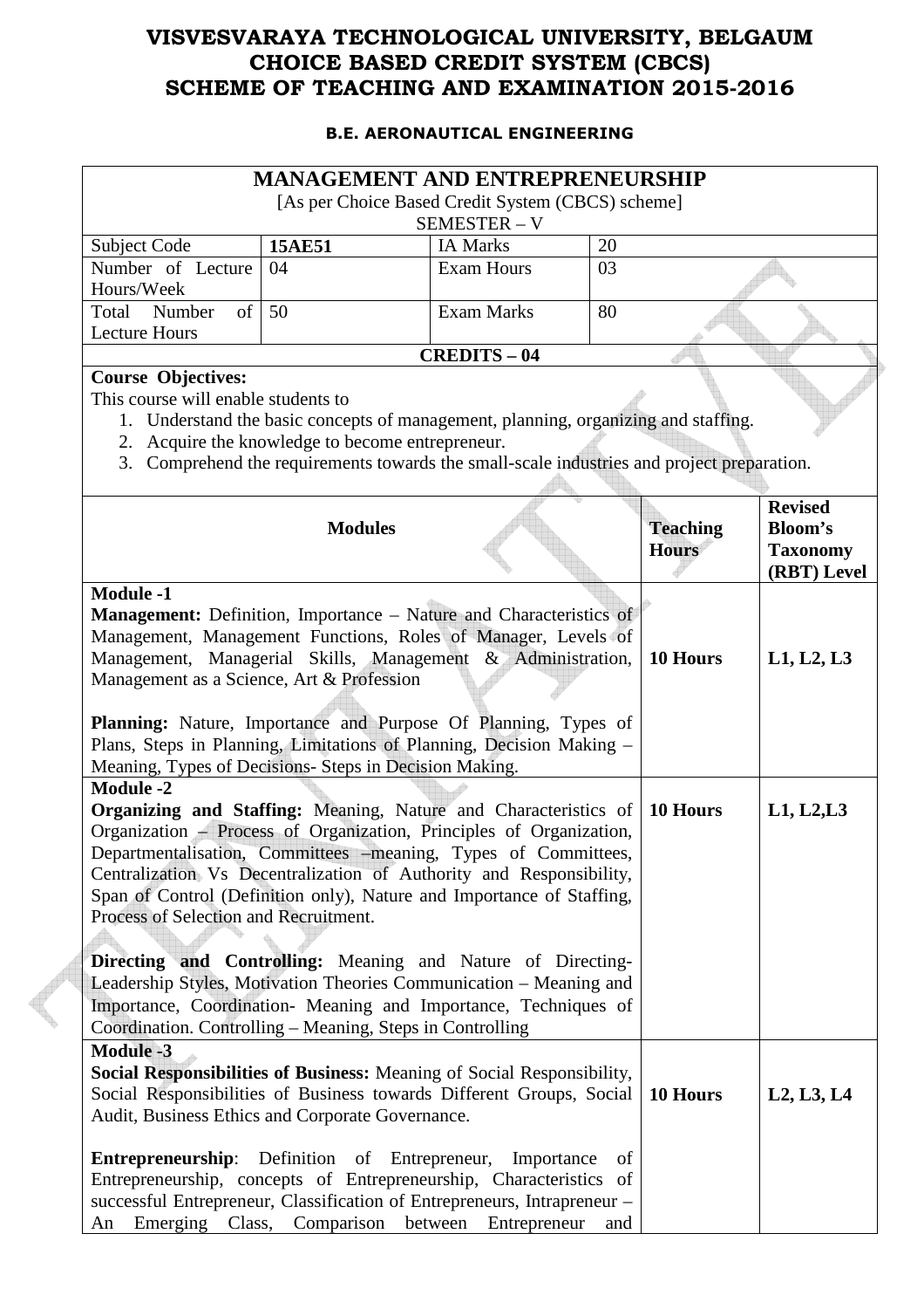# VISVESVARAYA TECHNOLOGICAL UNIVERSITY, BELGAUM
# CHOICE BASED CREDIT SYSTEM (CBCS)
# SCHEME OF TEACHING AND EXAMINATION 2015-2016

### B.E. AERONAUTICAL ENGINEERING

## MANAGEMENT AND ENTREPRENEURSHIP

[As per Choice Based Credit System (CBCS) scheme]

SEMESTER – V

| Subject Code | 15AE51 | IA Marks | 20 |
|---|---|---|---|
| Number of Lecture Hours/Week | 04 | Exam Hours | 03 |
| Total Number of Lecture Hours | 50 | Exam Marks | 80 |

**CREDITS – 04**

**Course Objectives:**

This course will enable students to

1. Understand the basic concepts of management, planning, organizing and staffing.
2. Acquire the knowledge to become entrepreneur.
3. Comprehend the requirements towards the small-scale industries and project preparation.

| Modules | Teaching Hours | Revised Bloom's Taxonomy (RBT) Level |
|---|---|---|
| **Module -1**<br>**Management:** Definition, Importance – Nature and Characteristics of Management, Management Functions, Roles of Manager, Levels of Management, Managerial Skills, Management & Administration, Management as a Science, Art & Profession<br><br>**Planning:** Nature, Importance and Purpose Of Planning, Types of Plans, Steps in Planning, Limitations of Planning, Decision Making – Meaning, Types of Decisions- Steps in Decision Making. | 10 Hours | L1, L2, L3 |
| **Module -2**<br>**Organizing and Staffing:** Meaning, Nature and Characteristics of Organization – Process of Organization, Principles of Organization, Departmentalisation, Committees –meaning, Types of Committees, Centralization Vs Decentralization of Authority and Responsibility, Span of Control (Definition only), Nature and Importance of Staffing, Process of Selection and Recruitment.<br><br>**Directing and Controlling:** Meaning and Nature of Directing-Leadership Styles, Motivation Theories Communication – Meaning and Importance, Coordination- Meaning and Importance, Techniques of Coordination. Controlling – Meaning, Steps in Controlling | 10 Hours | L1, L2,L3 |
| **Module -3**<br>**Social Responsibilities of Business:** Meaning of Social Responsibility, Social Responsibilities of Business towards Different Groups, Social Audit, Business Ethics and Corporate Governance.<br><br>**Entrepreneurship**: Definition of Entrepreneur, Importance of Entrepreneurship, concepts of Entrepreneurship, Characteristics of successful Entrepreneur, Classification of Entrepreneurs, Intrapreneur – An Emerging Class, Comparison between Entrepreneur and | 10 Hours | L2, L3, L4 |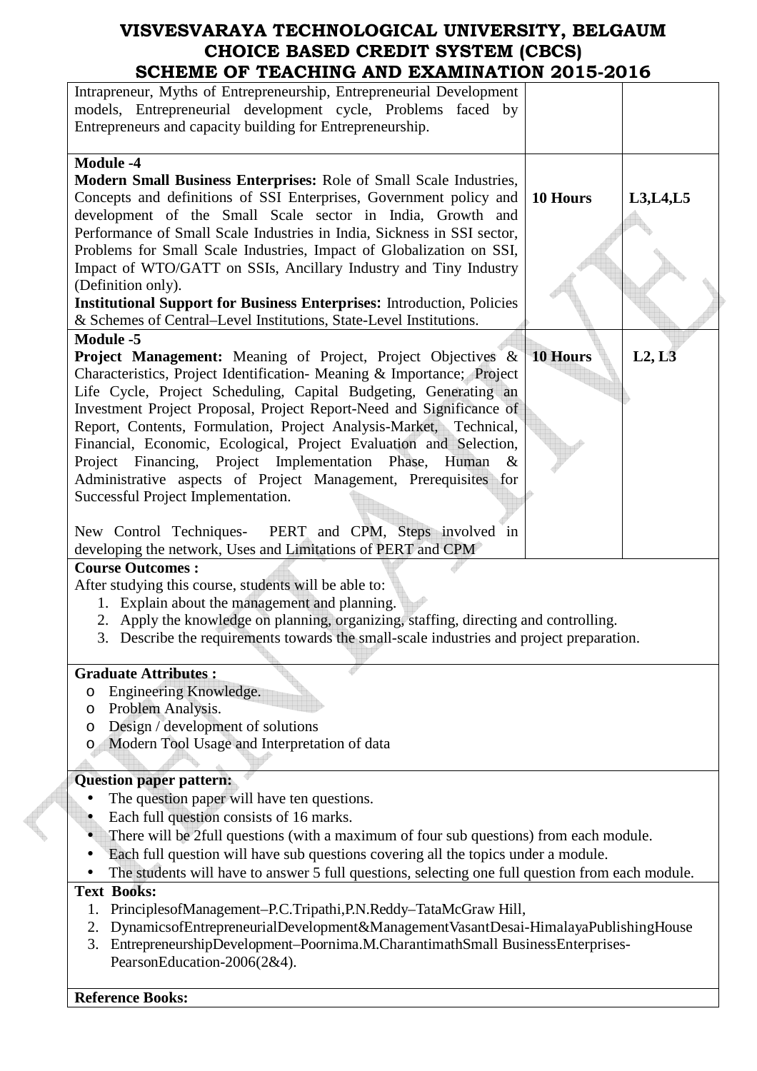| | | |
|---|---|---|
| Intrapreneur, Myths of Entrepreneurship, Entrepreneurial Development models, Entrepreneurial development cycle, Problems faced by Entrepreneurs and capacity building for Entrepreneurship. | | |
| **Module -4**<br>**Modern Small Business Enterprises:** Role of Small Scale Industries, Concepts and definitions of SSI Enterprises, Government policy and development of the Small Scale sector in India, Growth and Performance of Small Scale Industries in India, Sickness in SSI sector, Problems for Small Scale Industries, Impact of Globalization on SSI, Impact of WTO/GATT on SSIs, Ancillary Industry and Tiny Industry (Definition only).<br>**Institutional Support for Business Enterprises:** Introduction, Policies & Schemes of Central–Level Institutions, State-Level Institutions. | **10 Hours** | **L3,L4,L5** |
| **Module -5**<br>**Project Management:** Meaning of Project, Project Objectives & Characteristics, Project Identification- Meaning & Importance; Project Life Cycle, Project Scheduling, Capital Budgeting, Generating an Investment Project Proposal, Project Report-Need and Significance of Report, Contents, Formulation, Project Analysis-Market, Technical, Financial, Economic, Ecological, Project Evaluation and Selection, Project Financing, Project Implementation Phase, Human & Administrative aspects of Project Management, Prerequisites for Successful Project Implementation.<br><br>New Control Techniques- PERT and CPM, Steps involved in developing the network, Uses and Limitations of PERT and CPM | **10 Hours** | **L2, L3** |

**Course Outcomes :**

After studying this course, students will be able to:

1. Explain about the management and planning.
2. Apply the knowledge on planning, organizing, staffing, directing and controlling.
3. Describe the requirements towards the small-scale industries and project preparation.

**Graduate Attributes :**

- Engineering Knowledge.
- Problem Analysis.
- Design / development of solutions
- Modern Tool Usage and Interpretation of data

**Question paper pattern:**

- The question paper will have ten questions.
- Each full question consists of 16 marks.
- There will be 2full questions (with a maximum of four sub questions) from each module.
- Each full question will have sub questions covering all the topics under a module.
- The students will have to answer 5 full questions, selecting one full question from each module.

**Text Books:**

1. PrinciplesofManagement–P.C.Tripathi,P.N.Reddy–TataMcGraw Hill,
2. DynamicsofEntrepreneurialDevelopment&ManagementVasantDesai-HimalayaPublishingHouse
3. EntrepreneurshipDevelopment–Poornima.M.CharantimathSmall BusinessEnterprises-PearsonEducation-2006(2&4).

**Reference Books:**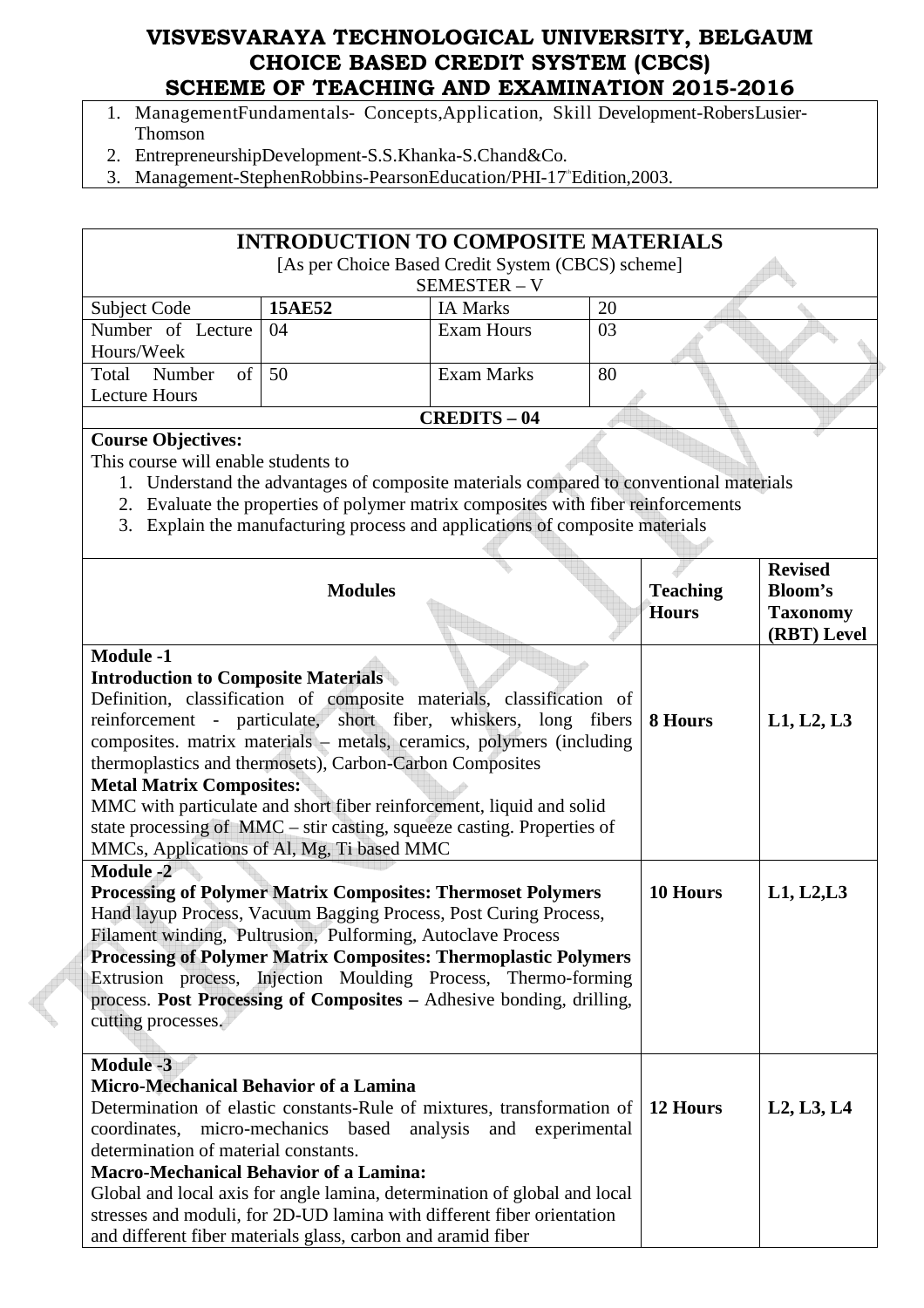# VISVESVARAYA TECHNOLOGICAL UNIVERSITY, BELGAUM
# CHOICE BASED CREDIT SYSTEM (CBCS)
# SCHEME OF TEACHING AND EXAMINATION 2015-2016

1. ManagementFundamentals- Concepts,Application, Skill Development-RobersLusier-Thomson
2. EntrepreneurshipDevelopment-S.S.Khanka-S.Chand&Co.
3. Management-StephenRobbins-PearsonEducation/PHI-17th Edition,2003.

## INTRODUCTION TO COMPOSITE MATERIALS

[As per Choice Based Credit System (CBCS) scheme]

SEMESTER – V

| Subject Code | 15AE52 | IA Marks | 20 |
|---|---|---|---|
| Number of Lecture Hours/Week | 04 | Exam Hours | 03 |
| Total Number of Lecture Hours | 50 | Exam Marks | 80 |

**CREDITS – 04**

**Course Objectives:**

This course will enable students to

1. Understand the advantages of composite materials compared to conventional materials
2. Evaluate the properties of polymer matrix composites with fiber reinforcements
3. Explain the manufacturing process and applications of composite materials

| Modules | Teaching Hours | Revised Bloom's Taxonomy (RBT) Level |
|---|---|---|
| **Module -1**<br>**Introduction to Composite Materials**<br>Definition, classification of composite materials, classification of reinforcement - particulate, short fiber, whiskers, long fibers composites. matrix materials – metals, ceramics, polymers (including thermoplastics and thermosets), Carbon-Carbon Composites<br>**Metal Matrix Composites:**<br>MMC with particulate and short fiber reinforcement, liquid and solid state processing of MMC – stir casting, squeeze casting. Properties of MMCs, Applications of Al, Mg, Ti based MMC | **8 Hours** | **L1, L2, L3** |
| **Module -2**<br>**Processing of Polymer Matrix Composites: Thermoset Polymers**<br>Hand layup Process, Vacuum Bagging Process, Post Curing Process, Filament winding, Pultrusion, Pulforming, Autoclave Process<br>**Processing of Polymer Matrix Composites: Thermoplastic Polymers**<br>Extrusion process, Injection Moulding Process, Thermo-forming process. **Post Processing of Composites –** Adhesive bonding, drilling, cutting processes. | **10 Hours** | **L1, L2,L3** |
| **Module -3**<br>**Micro-Mechanical Behavior of a Lamina**<br>Determination of elastic constants-Rule of mixtures, transformation of coordinates, micro-mechanics based analysis and experimental determination of material constants.<br>**Macro-Mechanical Behavior of a Lamina:**<br>Global and local axis for angle lamina, determination of global and local stresses and moduli, for 2D-UD lamina with different fiber orientation and different fiber materials glass, carbon and aramid fiber | **12 Hours** | **L2, L3, L4** |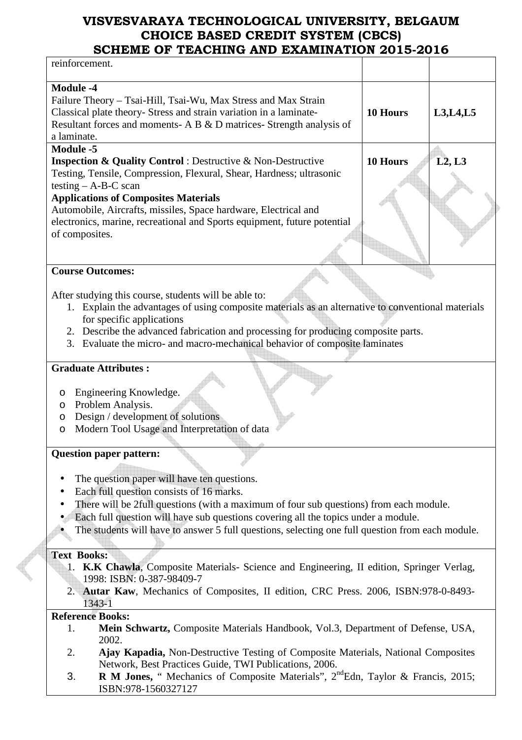| | | |
|---|---|---|
| reinforcement. | | |
| **Module -4**<br>Failure Theory – Tsai-Hill, Tsai-Wu, Max Stress and Max Strain<br>Classical plate theory- Stress and strain variation in a laminate-<br>Resultant forces and moments- A B & D matrices- Strength analysis of a laminate. | **10 Hours** | **L3,L4,L5** |
| **Module -5**<br>**Inspection & Quality Control** : Destructive & Non-Destructive Testing, Tensile, Compression, Flexural, Shear, Hardness; ultrasonic testing – A-B-C scan<br>**Applications of Composites Materials**<br>Automobile, Aircrafts, missiles, Space hardware, Electrical and electronics, marine, recreational and Sports equipment, future potential of composites. | **10 Hours** | **L2, L3** |

**Course Outcomes:**

After studying this course, students will be able to:

1. Explain the advantages of using composite materials as an alternative to conventional materials for specific applications
2. Describe the advanced fabrication and processing for producing composite parts.
3. Evaluate the micro- and macro-mechanical behavior of composite laminates

**Graduate Attributes :**

- Engineering Knowledge.
- Problem Analysis.
- Design / development of solutions
- Modern Tool Usage and Interpretation of data

**Question paper pattern:**

- The question paper will have ten questions.
- Each full question consists of 16 marks.
- There will be 2full questions (with a maximum of four sub questions) from each module.
- Each full question will have sub questions covering all the topics under a module.
- The students will have to answer 5 full questions, selecting one full question from each module.

**Text Books:**

1. **K.K Chawla**, Composite Materials- Science and Engineering, II edition, Springer Verlag, 1998: ISBN: 0-387-98409-7
2. **Autar Kaw**, Mechanics of Composites, II edition, CRC Press. 2006, ISBN:978-0-8493-1343-1

**Reference Books:**

1. **Mein Schwartz,** Composite Materials Handbook, Vol.3, Department of Defense, USA, 2002.
2. **Ajay Kapadia,** Non-Destructive Testing of Composite Materials, National Composites Network, Best Practices Guide, TWI Publications, 2006.
3. **R M Jones,** " Mechanics of Composite Materials", 2nd Edn, Taylor & Francis, 2015; ISBN:978-1560327127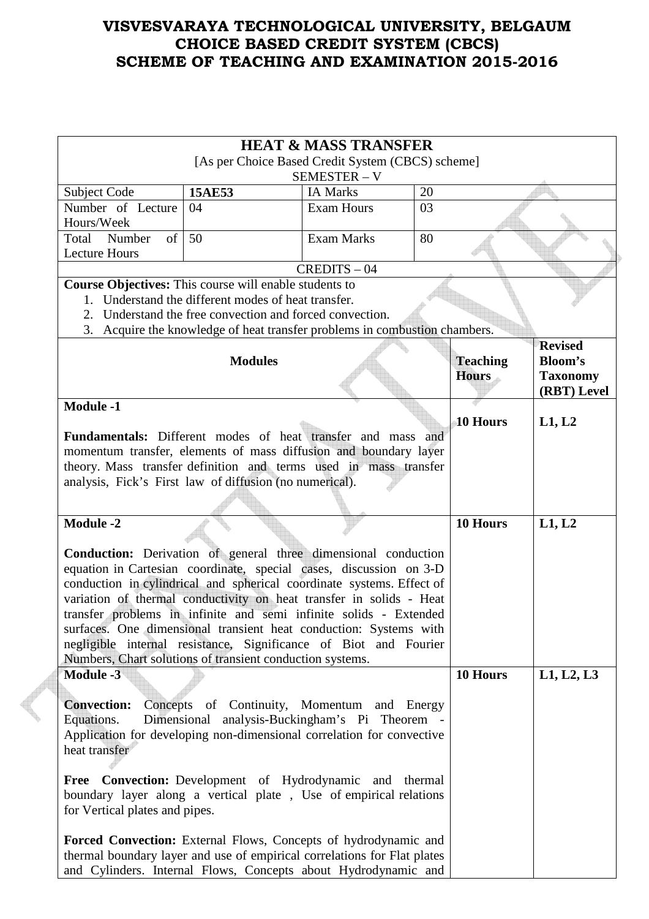# VISVESVARAYA TECHNOLOGICAL UNIVERSITY, BELGAUM
## CHOICE BASED CREDIT SYSTEM (CBCS)
## SCHEME OF TEACHING AND EXAMINATION 2015-2016

### HEAT & MASS TRANSFER

[As per Choice Based Credit System (CBCS) scheme]

SEMESTER – V

| Subject Code | **15AE53** | IA Marks | 20 |
|---|---|---|---|
| Number of Lecture Hours/Week | 04 | Exam Hours | 03 |
| Total Number of Lecture Hours | 50 | Exam Marks | 80 |

CREDITS – 04

**Course Objectives:** This course will enable students to

1. Understand the different modes of heat transfer.
2. Understand the free convection and forced convection.
3. Acquire the knowledge of heat transfer problems in combustion chambers.

| **Modules** | **Teaching Hours** | **Revised Bloom's Taxonomy (RBT) Level** |
|---|---|---|
| **Module -1**<br><br>**Fundamentals:** Different modes of heat transfer and mass and momentum transfer, elements of mass diffusion and boundary layer theory. Mass transfer definition and terms used in mass transfer analysis, Fick's First law of diffusion (no numerical). | **10 Hours** | **L1, L2** |
| **Module -2**<br><br>**Conduction:** Derivation of general three dimensional conduction equation in Cartesian coordinate, special cases, discussion on 3-D conduction in cylindrical and spherical coordinate systems. Effect of variation of thermal conductivity on heat transfer in solids - Heat transfer problems in infinite and semi infinite solids - Extended surfaces. One dimensional transient heat conduction: Systems with negligible internal resistance, Significance of Biot and Fourier Numbers, Chart solutions of transient conduction systems. | **10 Hours** | **L1, L2** |
| **Module -3**<br><br>**Convection:** Concepts of Continuity, Momentum and Energy Equations. Dimensional analysis-Buckingham's Pi Theorem - Application for developing non-dimensional correlation for convective heat transfer<br><br>**Free Convection:** Development of Hydrodynamic and thermal boundary layer along a vertical plate , Use of empirical relations for Vertical plates and pipes.<br><br>**Forced Convection:** External Flows, Concepts of hydrodynamic and thermal boundary layer and use of empirical correlations for Flat plates and Cylinders. Internal Flows, Concepts about Hydrodynamic and | **10 Hours** | **L1, L2, L3** |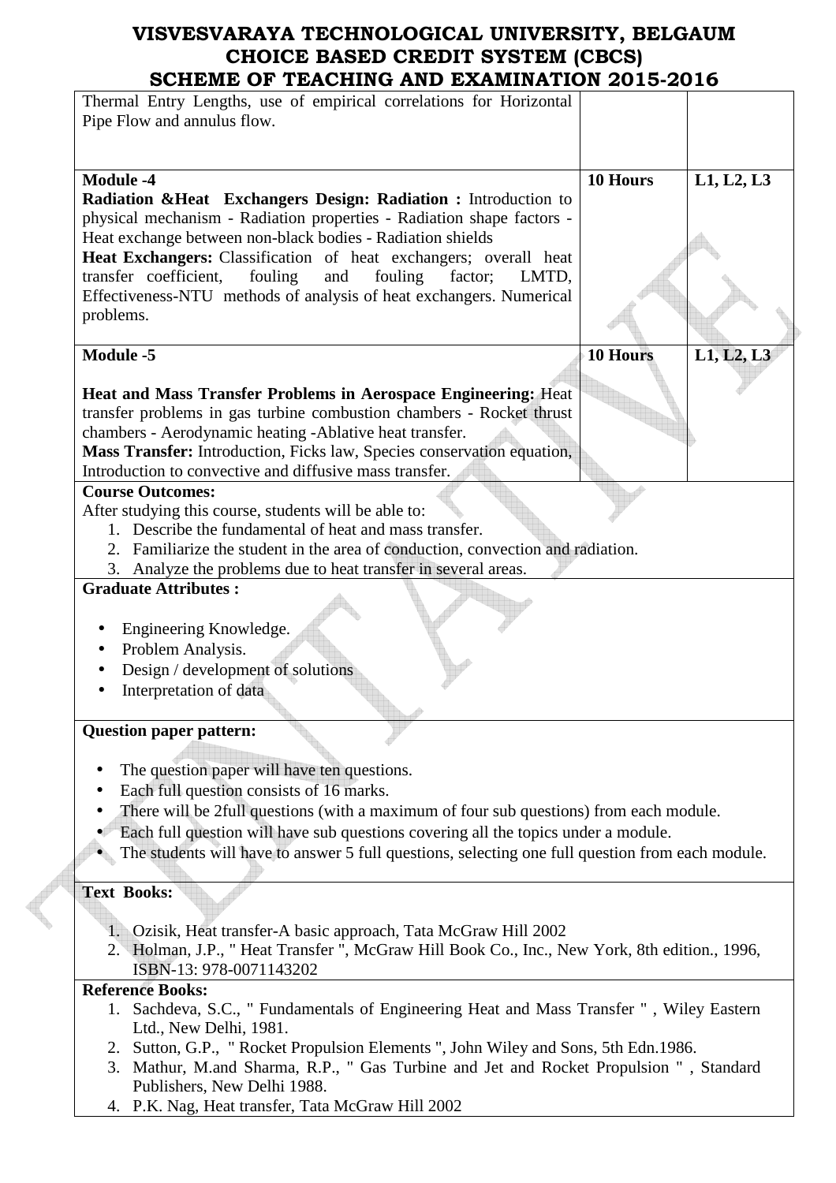| | | |
|---|---|---|
| Thermal Entry Lengths, use of empirical correlations for Horizontal Pipe Flow and annulus flow. | | |
| **Module -4**<br>**Radiation &Heat Exchangers Design: Radiation :** Introduction to physical mechanism - Radiation properties - Radiation shape factors - Heat exchange between non-black bodies - Radiation shields<br>**Heat Exchangers:** Classification of heat exchangers; overall heat transfer coefficient, fouling and fouling factor; LMTD, Effectiveness-NTU methods of analysis of heat exchangers. Numerical problems. | **10 Hours** | **L1, L2, L3** |
| **Module -5**<br>**Heat and Mass Transfer Problems in Aerospace Engineering:** Heat transfer problems in gas turbine combustion chambers - Rocket thrust chambers - Aerodynamic heating -Ablative heat transfer.<br>**Mass Transfer:** Introduction, Ficks law, Species conservation equation, Introduction to convective and diffusive mass transfer. | **10 Hours** | **L1, L2, L3** |

**Course Outcomes:**

After studying this course, students will be able to:

1. Describe the fundamental of heat and mass transfer.
2. Familiarize the student in the area of conduction, convection and radiation.
3. Analyze the problems due to heat transfer in several areas.

**Graduate Attributes :**

- Engineering Knowledge.
- Problem Analysis.
- Design / development of solutions
- Interpretation of data

**Question paper pattern:**

- The question paper will have ten questions.
- Each full question consists of 16 marks.
- There will be 2full questions (with a maximum of four sub questions) from each module.
- Each full question will have sub questions covering all the topics under a module.
- The students will have to answer 5 full questions, selecting one full question from each module.

**Text Books:**

1. Ozisik, Heat transfer-A basic approach, Tata McGraw Hill 2002
2. Holman, J.P., " Heat Transfer ", McGraw Hill Book Co., Inc., New York, 8th edition., 1996, ISBN-13: 978-0071143202

**Reference Books:**

1. Sachdeva, S.C., " Fundamentals of Engineering Heat and Mass Transfer " , Wiley Eastern Ltd., New Delhi, 1981.
2. Sutton, G.P., " Rocket Propulsion Elements ", John Wiley and Sons, 5th Edn.1986.
3. Mathur, M.and Sharma, R.P., " Gas Turbine and Jet and Rocket Propulsion " , Standard Publishers, New Delhi 1988.
4. P.K. Nag, Heat transfer, Tata McGraw Hill 2002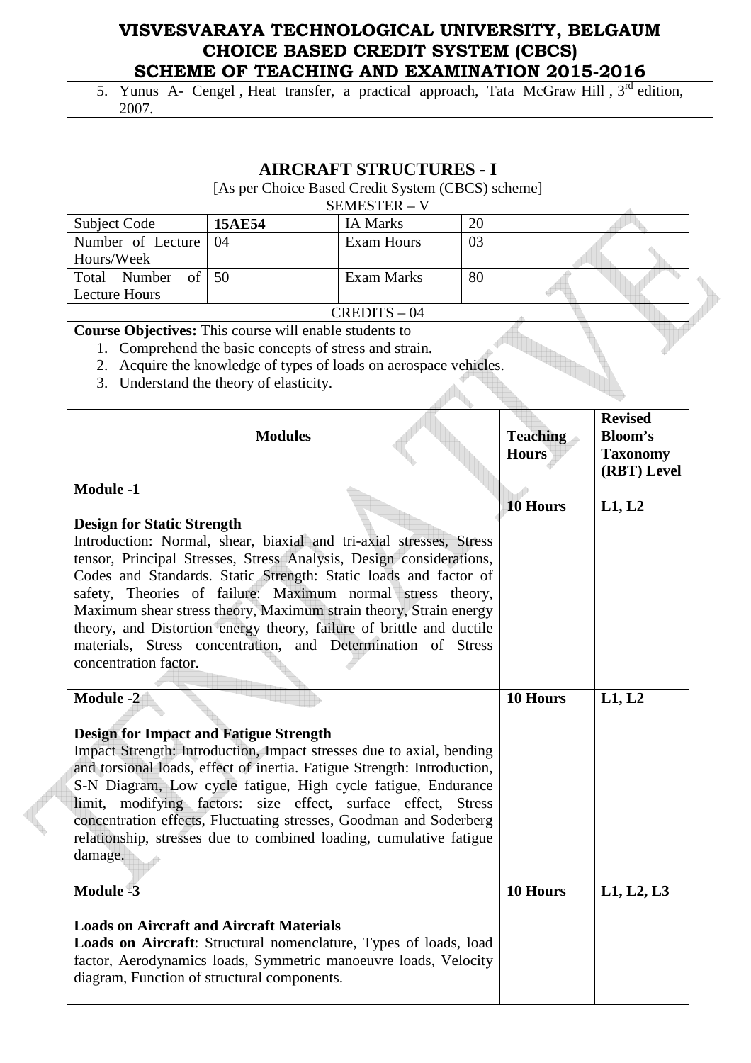5. Yunus A- Cengel , Heat transfer, a practical approach, Tata McGraw Hill , 3rd edition, 2007.

| AIRCRAFT STRUCTURES - I | | | |
|---|---|---|---|
| [As per Choice Based Credit System (CBCS) scheme] SEMESTER – V | | | |
| Subject Code | **15AE54** | IA Marks | 20 |
| Number of Lecture Hours/Week | 04 | Exam Hours | 03 |
| Total Number of Lecture Hours | 50 | Exam Marks | 80 |
| CREDITS – 04 | | | |

**Course Objectives:** This course will enable students to

1. Comprehend the basic concepts of stress and strain.
2. Acquire the knowledge of types of loads on aerospace vehicles.
3. Understand the theory of elasticity.

| Modules | Teaching Hours | Revised Bloom's Taxonomy (RBT) Level |
|---|---|---|
| **Module -1**<br><br>**Design for Static Strength**<br>Introduction: Normal, shear, biaxial and tri-axial stresses, Stress tensor, Principal Stresses, Stress Analysis, Design considerations, Codes and Standards. Static Strength: Static loads and factor of safety, Theories of failure: Maximum normal stress theory, Maximum shear stress theory, Maximum strain theory, Strain energy theory, and Distortion energy theory, failure of brittle and ductile materials, Stress concentration, and Determination of Stress concentration factor. | **10 Hours** | **L1, L2** |
| **Module -2**<br><br>**Design for Impact and Fatigue Strength**<br>Impact Strength: Introduction, Impact stresses due to axial, bending and torsional loads, effect of inertia. Fatigue Strength: Introduction, S-N Diagram, Low cycle fatigue, High cycle fatigue, Endurance limit, modifying factors: size effect, surface effect, Stress concentration effects, Fluctuating stresses, Goodman and Soderberg relationship, stresses due to combined loading, cumulative fatigue damage. | **10 Hours** | **L1, L2** |
| **Module -3**<br><br>**Loads on Aircraft and Aircraft Materials**<br>**Loads on Aircraft**: Structural nomenclature, Types of loads, load factor, Aerodynamics loads, Symmetric manoeuvre loads, Velocity diagram, Function of structural components. | **10 Hours** | **L1, L2, L3** |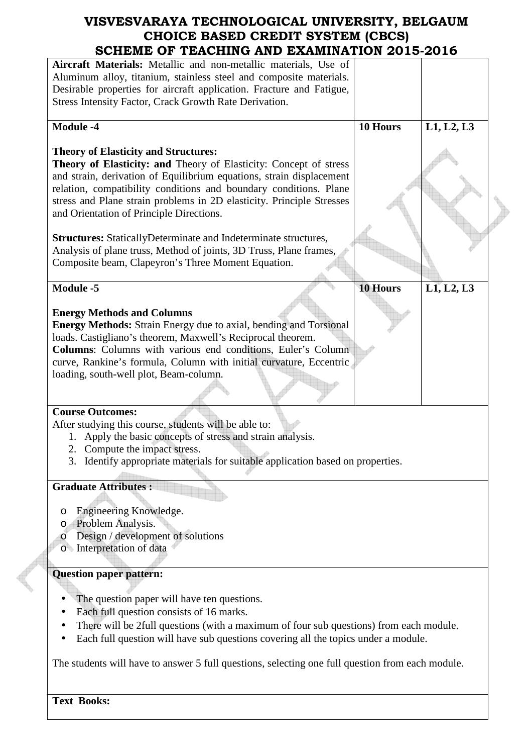| | | |
|---|---|---|
| **Aircraft Materials:** Metallic and non-metallic materials, Use of Aluminum alloy, titanium, stainless steel and composite materials. Desirable properties for aircraft application. Fracture and Fatigue, Stress Intensity Factor, Crack Growth Rate Derivation. | | |
| **Module -4**<br><br>**Theory of Elasticity and Structures:**<br>**Theory of Elasticity: and** Theory of Elasticity: Concept of stress and strain, derivation of Equilibrium equations, strain displacement relation, compatibility conditions and boundary conditions. Plane stress and Plane strain problems in 2D elasticity. Principle Stresses and Orientation of Principle Directions.<br><br>**Structures:** StaticallyDeterminate and Indeterminate structures, Analysis of plane truss, Method of joints, 3D Truss, Plane frames, Composite beam, Clapeyron's Three Moment Equation. | **10 Hours** | **L1, L2, L3** |
| **Module -5**<br><br>**Energy Methods and Columns**<br>**Energy Methods:** Strain Energy due to axial, bending and Torsional loads. Castigliano's theorem, Maxwell's Reciprocal theorem.<br>**Columns**: Columns with various end conditions, Euler's Column curve, Rankine's formula, Column with initial curvature, Eccentric loading, south-well plot, Beam-column. | **10 Hours** | **L1, L2, L3** |

**Course Outcomes:**

After studying this course, students will be able to:

1. Apply the basic concepts of stress and strain analysis.
2. Compute the impact stress.
3. Identify appropriate materials for suitable application based on properties.

**Graduate Attributes :**

- Engineering Knowledge.
- Problem Analysis.
- Design / development of solutions
- Interpretation of data

**Question paper pattern:**

- The question paper will have ten questions.
- Each full question consists of 16 marks.
- There will be 2full questions (with a maximum of four sub questions) from each module.
- Each full question will have sub questions covering all the topics under a module.

The students will have to answer 5 full questions, selecting one full question from each module.

**Text Books:**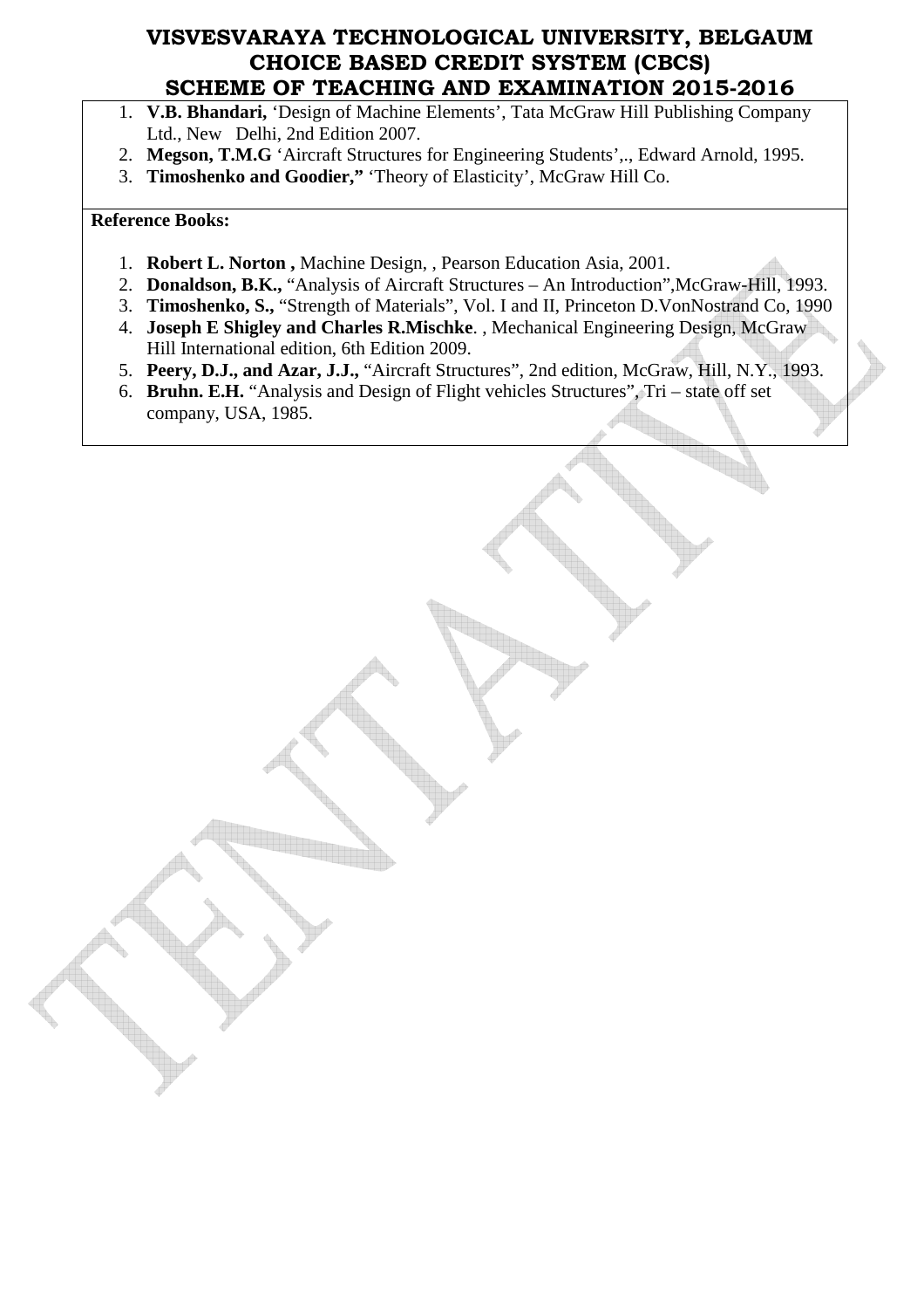1. **V.B. Bhandari,** 'Design of Machine Elements', Tata McGraw Hill Publishing Company Ltd., New Delhi, 2nd Edition 2007.
2. **Megson, T.M.G** 'Aircraft Structures for Engineering Students',., Edward Arnold, 1995.
3. **Timoshenko and Goodier,"** 'Theory of Elasticity', McGraw Hill Co.

**Reference Books:**

1. **Robert L. Norton ,** Machine Design, , Pearson Education Asia, 2001.
2. **Donaldson, B.K.,** "Analysis of Aircraft Structures – An Introduction",McGraw-Hill, 1993.
3. **Timoshenko, S.,** "Strength of Materials", Vol. I and II, Princeton D.VonNostrand Co, 1990
4. **Joseph E Shigley and Charles R.Mischke**. , Mechanical Engineering Design, McGraw Hill International edition, 6th Edition 2009.
5. **Peery, D.J., and Azar, J.J.,** "Aircraft Structures", 2nd edition, McGraw, Hill, N.Y., 1993.
6. **Bruhn. E.H.** "Analysis and Design of Flight vehicles Structures", Tri – state off set company, USA, 1985.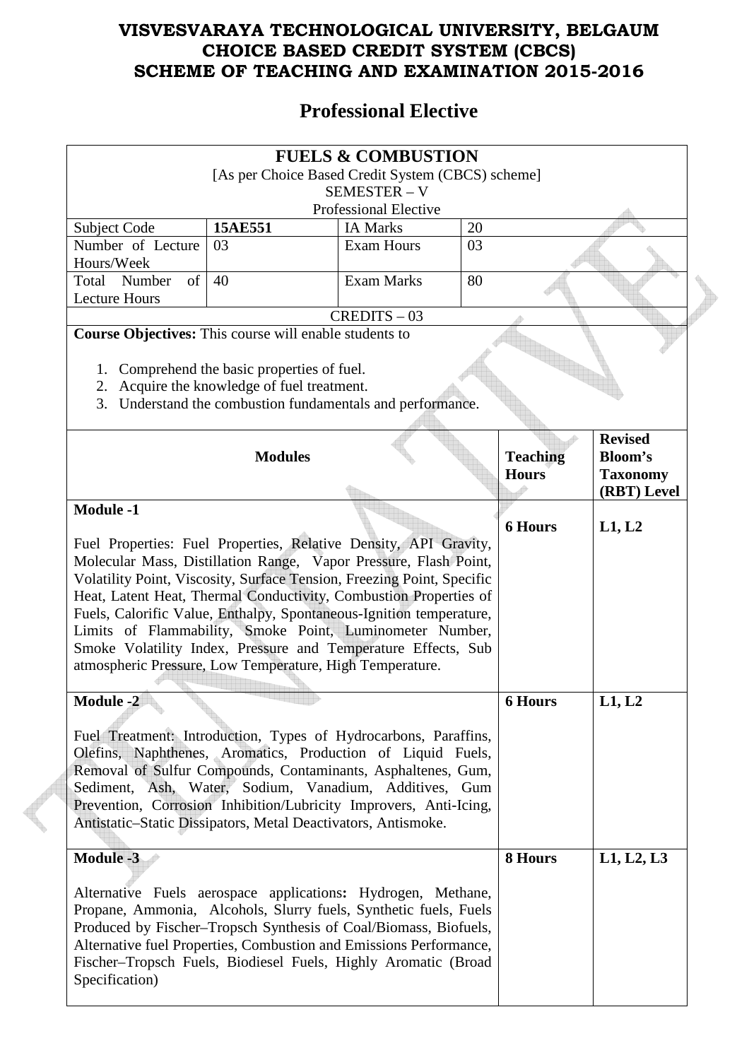# VISVESVARAYA TECHNOLOGICAL UNIVERSITY, BELGAUM
# CHOICE BASED CREDIT SYSTEM (CBCS)
# SCHEME OF TEACHING AND EXAMINATION 2015-2016

## Professional Elective

### FUELS & COMBUSTION

[As per Choice Based Credit System (CBCS) scheme]
SEMESTER – V
Professional Elective

| Subject Code | 15AE551 | IA Marks | 20 |
|---|---|---|---|
| Number of Lecture Hours/Week | 03 | Exam Hours | 03 |
| Total Number of Lecture Hours | 40 | Exam Marks | 80 |

CREDITS – 03

**Course Objectives:** This course will enable students to

1. Comprehend the basic properties of fuel.
2. Acquire the knowledge of fuel treatment.
3. Understand the combustion fundamentals and performance.

| Modules | Teaching Hours | Revised Bloom's Taxonomy (RBT) Level |
|---|---|---|
| **Module -1**<br><br>Fuel Properties: Fuel Properties, Relative Density, API Gravity, Molecular Mass, Distillation Range, Vapor Pressure, Flash Point, Volatility Point, Viscosity, Surface Tension, Freezing Point, Specific Heat, Latent Heat, Thermal Conductivity, Combustion Properties of Fuels, Calorific Value, Enthalpy, Spontaneous-Ignition temperature, Limits of Flammability, Smoke Point, Luminometer Number, Smoke Volatility Index, Pressure and Temperature Effects, Sub atmospheric Pressure, Low Temperature, High Temperature. | **6 Hours** | **L1, L2** |
| **Module -2**<br><br>Fuel Treatment: Introduction, Types of Hydrocarbons, Paraffins, Olefins, Naphthenes, Aromatics, Production of Liquid Fuels, Removal of Sulfur Compounds, Contaminants, Asphaltenes, Gum, Sediment, Ash, Water, Sodium, Vanadium, Additives, Gum Prevention, Corrosion Inhibition/Lubricity Improvers, Anti-Icing, Antistatic–Static Dissipators, Metal Deactivators, Antismoke. | **6 Hours** | **L1, L2** |
| **Module -3**<br><br>Alternative Fuels aerospace applications**:** Hydrogen, Methane, Propane, Ammonia, Alcohols, Slurry fuels, Synthetic fuels, Fuels Produced by Fischer–Tropsch Synthesis of Coal/Biomass, Biofuels, Alternative fuel Properties, Combustion and Emissions Performance, Fischer–Tropsch Fuels, Biodiesel Fuels, Highly Aromatic (Broad Specification) | **8 Hours** | **L1, L2, L3** |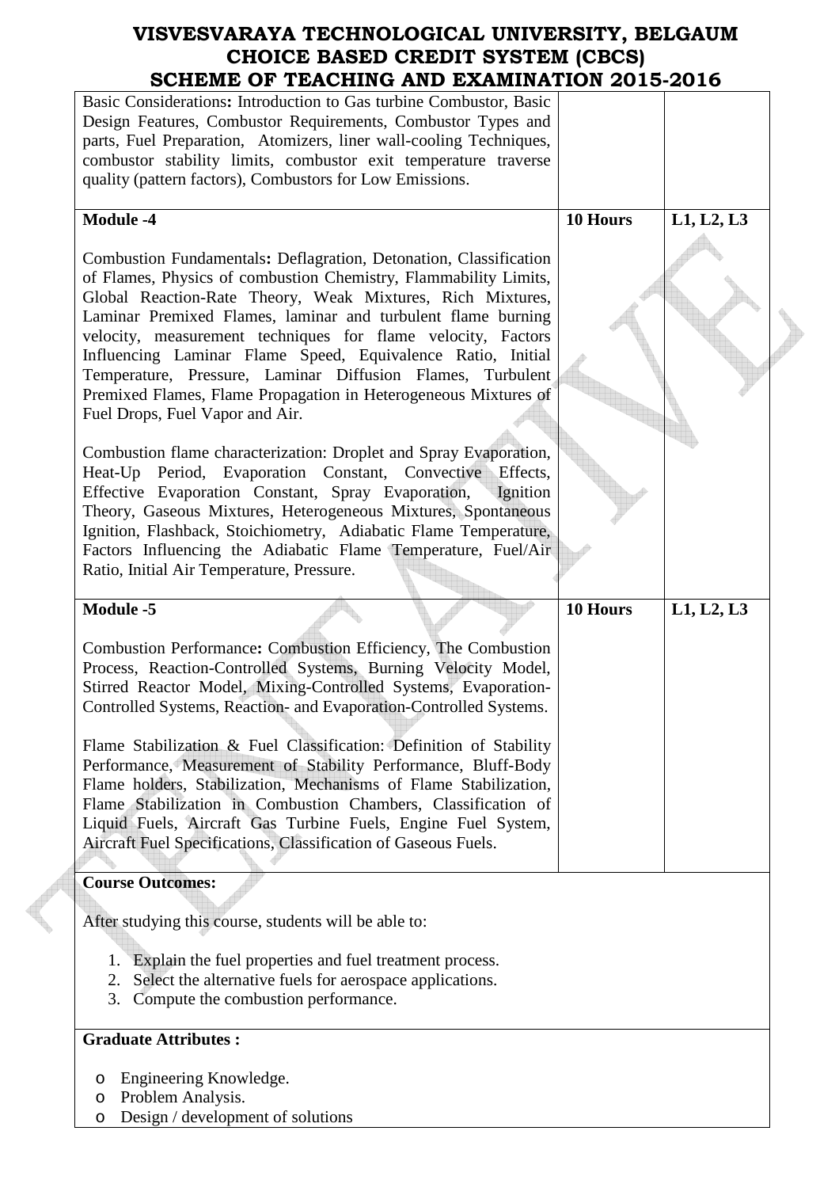| | | |
|---|---|---|
| Basic Considerations**:** Introduction to Gas turbine Combustor, Basic Design Features, Combustor Requirements, Combustor Types and parts, Fuel Preparation, Atomizers, liner wall-cooling Techniques, combustor stability limits, combustor exit temperature traverse quality (pattern factors), Combustors for Low Emissions. | | |
| **Module -4**<br><br>Combustion Fundamentals**:** Deflagration, Detonation, Classification of Flames, Physics of combustion Chemistry, Flammability Limits, Global Reaction-Rate Theory, Weak Mixtures, Rich Mixtures, Laminar Premixed Flames, laminar and turbulent flame burning velocity, measurement techniques for flame velocity, Factors Influencing Laminar Flame Speed, Equivalence Ratio, Initial Temperature, Pressure, Laminar Diffusion Flames, Turbulent Premixed Flames, Flame Propagation in Heterogeneous Mixtures of Fuel Drops, Fuel Vapor and Air.<br><br>Combustion flame characterization: Droplet and Spray Evaporation, Heat-Up Period, Evaporation Constant, Convective Effects, Effective Evaporation Constant, Spray Evaporation, Ignition Theory, Gaseous Mixtures, Heterogeneous Mixtures, Spontaneous Ignition, Flashback, Stoichiometry, Adiabatic Flame Temperature, Factors Influencing the Adiabatic Flame Temperature, Fuel/Air Ratio, Initial Air Temperature, Pressure. | **10 Hours** | **L1, L2, L3** |
| **Module -5**<br><br>Combustion Performance**:** Combustion Efficiency, The Combustion Process, Reaction-Controlled Systems, Burning Velocity Model, Stirred Reactor Model, Mixing-Controlled Systems, Evaporation-Controlled Systems, Reaction- and Evaporation-Controlled Systems.<br><br>Flame Stabilization & Fuel Classification: Definition of Stability Performance, Measurement of Stability Performance, Bluff-Body Flame holders, Stabilization, Mechanisms of Flame Stabilization, Flame Stabilization in Combustion Chambers, Classification of Liquid Fuels, Aircraft Gas Turbine Fuels, Engine Fuel System, Aircraft Fuel Specifications, Classification of Gaseous Fuels. | **10 Hours** | **L1, L2, L3** |

**Course Outcomes:**

After studying this course, students will be able to:

1. Explain the fuel properties and fuel treatment process.
2. Select the alternative fuels for aerospace applications.
3. Compute the combustion performance.

**Graduate Attributes :**

- Engineering Knowledge.
- Problem Analysis.
- Design / development of solutions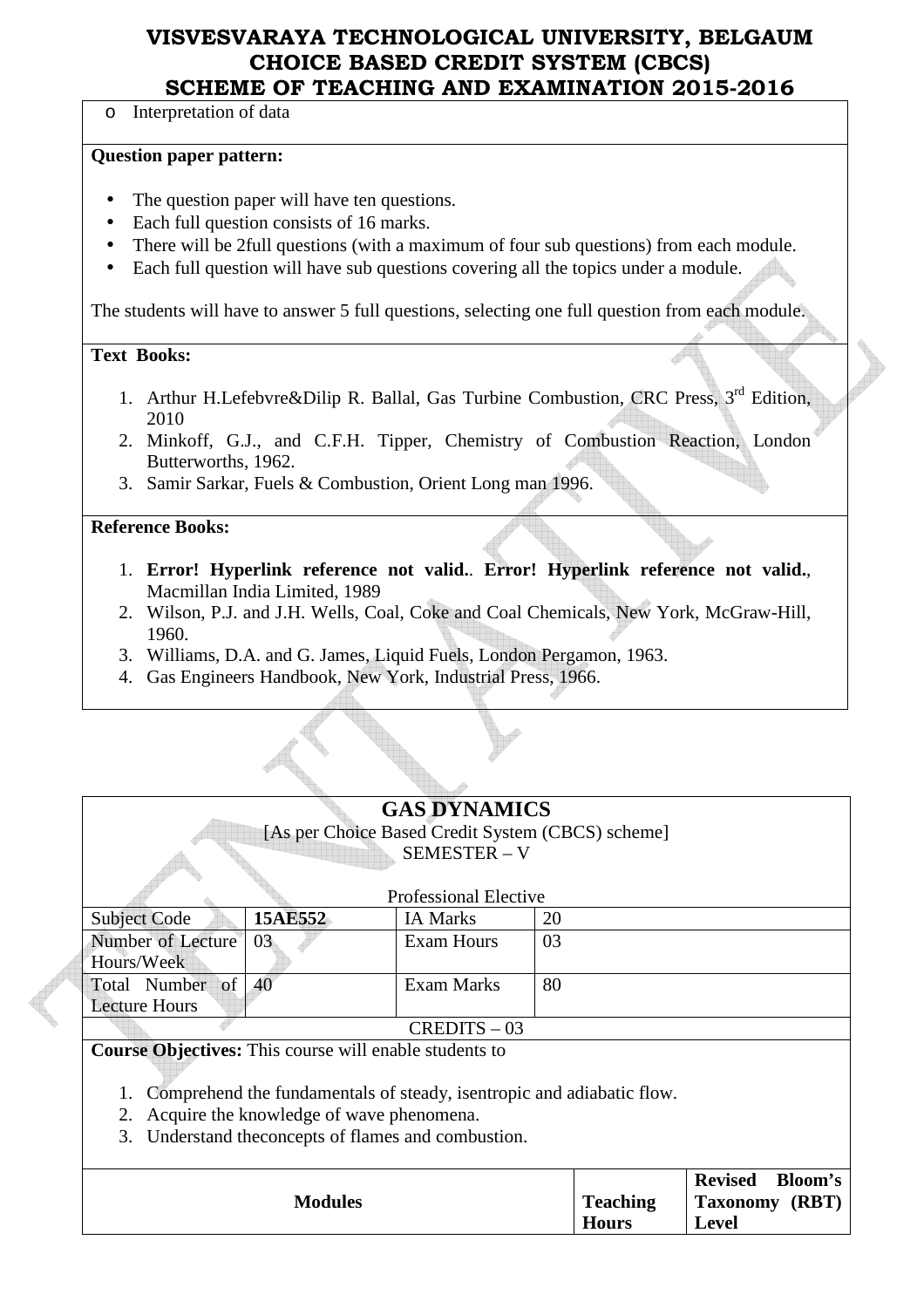- Interpretation of data

**Question paper pattern:**

- The question paper will have ten questions.
- Each full question consists of 16 marks.
- There will be 2full questions (with a maximum of four sub questions) from each module.
- Each full question will have sub questions covering all the topics under a module.

The students will have to answer 5 full questions, selecting one full question from each module.

**Text Books:**

1. Arthur H.Lefebvre&Dilip R. Ballal, Gas Turbine Combustion, CRC Press, 3rd Edition, 2010
2. Minkoff, G.J., and C.F.H. Tipper, Chemistry of Combustion Reaction, London Butterworths, 1962.
3. Samir Sarkar, Fuels & Combustion, Orient Long man 1996.

**Reference Books:**

1. **Error! Hyperlink reference not valid.**. **Error! Hyperlink reference not valid.**, Macmillan India Limited, 1989
2. Wilson, P.J. and J.H. Wells, Coal, Coke and Coal Chemicals, New York, McGraw-Hill, 1960.
3. Williams, D.A. and G. James, Liquid Fuels, London Pergamon, 1963.
4. Gas Engineers Handbook, New York, Industrial Press, 1966.

## GAS DYNAMICS

[As per Choice Based Credit System (CBCS) scheme]
SEMESTER – V

Professional Elective

| Subject Code | **15AE552** | IA Marks | 20 |
|---|---|---|---|
| Number of Lecture Hours/Week | 03 | Exam Hours | 03 |
| Total Number of Lecture Hours | 40 | Exam Marks | 80 |

CREDITS – 03

**Course Objectives:** This course will enable students to

1. Comprehend the fundamentals of steady, isentropic and adiabatic flow.
2. Acquire the knowledge of wave phenomena.
3. Understand theconcepts of flames and combustion.

| **Modules** | **Teaching Hours** | **Revised Bloom's Taxonomy (RBT) Level** |
|---|---|---|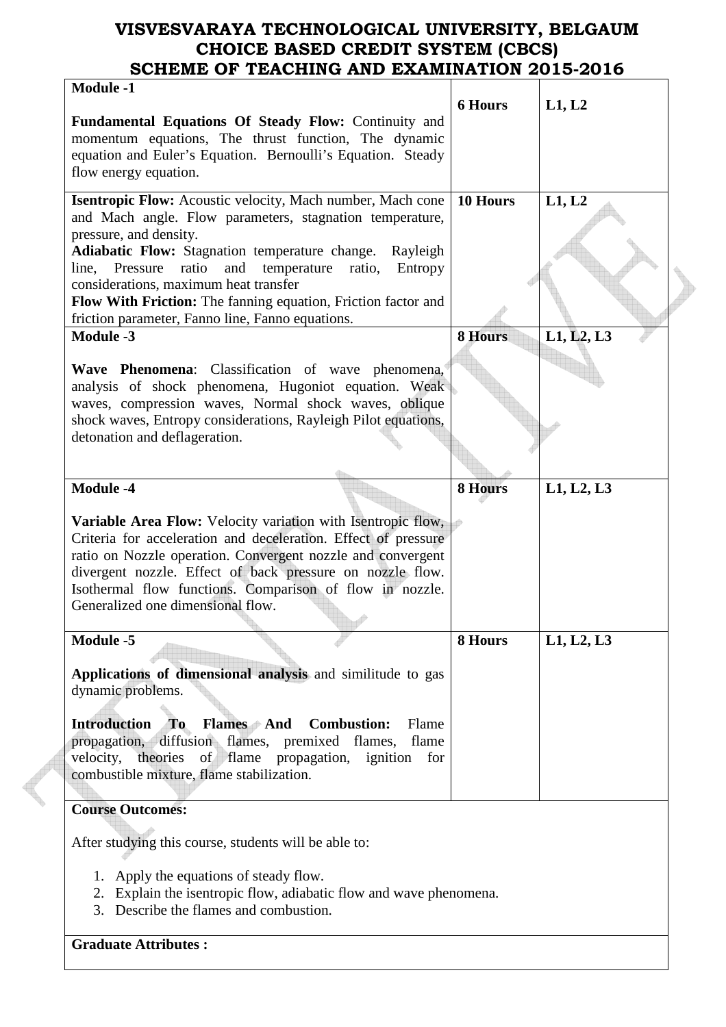# VISVESVARAYA TECHNOLOGICAL UNIVERSITY, BELGAUM
## CHOICE BASED CREDIT SYSTEM (CBCS)
## SCHEME OF TEACHING AND EXAMINATION 2015-2016

| | | |
|---|---|---|
| **Module -1**<br><br>**Fundamental Equations Of Steady Flow:** Continuity and momentum equations, The thrust function, The dynamic equation and Euler's Equation. Bernoulli's Equation. Steady flow energy equation. | **6 Hours** | **L1, L2** |
| **Isentropic Flow:** Acoustic velocity, Mach number, Mach cone and Mach angle. Flow parameters, stagnation temperature, pressure, and density.<br>**Adiabatic Flow:** Stagnation temperature change. Rayleigh line, Pressure ratio and temperature ratio, Entropy considerations, maximum heat transfer<br>**Flow With Friction:** The fanning equation, Friction factor and friction parameter, Fanno line, Fanno equations. | **10 Hours** | **L1, L2** |
| **Module -3**<br><br>**Wave Phenomena**: Classification of wave phenomena, analysis of shock phenomena, Hugoniot equation. Weak waves, compression waves, Normal shock waves, oblique shock waves, Entropy considerations, Rayleigh Pilot equations, detonation and deflageration. | **8 Hours** | **L1, L2, L3** |
| **Module -4**<br><br>**Variable Area Flow:** Velocity variation with Isentropic flow, Criteria for acceleration and deceleration. Effect of pressure ratio on Nozzle operation. Convergent nozzle and convergent divergent nozzle. Effect of back pressure on nozzle flow. Isothermal flow functions. Comparison of flow in nozzle. Generalized one dimensional flow. | **8 Hours** | **L1, L2, L3** |
| **Module -5**<br><br>**Applications of dimensional analysis** and similitude to gas dynamic problems.<br><br>**Introduction To Flames And Combustion:** Flame propagation, diffusion flames, premixed flames, flame velocity, theories of flame propagation, ignition for combustible mixture, flame stabilization. | **8 Hours** | **L1, L2, L3** |

**Course Outcomes:**

After studying this course, students will be able to:

1. Apply the equations of steady flow.
2. Explain the isentropic flow, adiabatic flow and wave phenomena.
3. Describe the flames and combustion.

**Graduate Attributes :**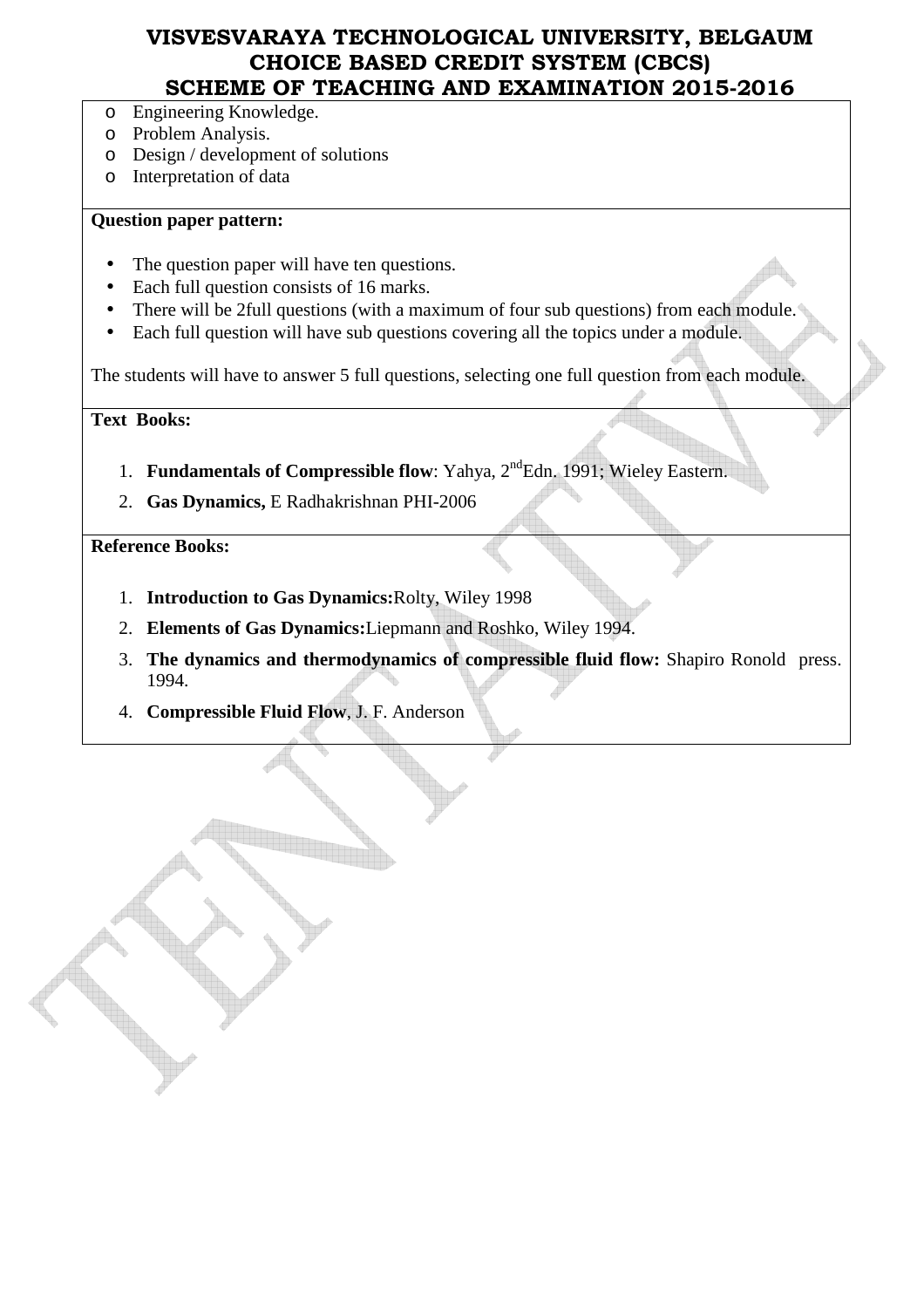- Engineering Knowledge.
- Problem Analysis.
- Design / development of solutions
- Interpretation of data

**Question paper pattern:**

- The question paper will have ten questions.
- Each full question consists of 16 marks.
- There will be 2full questions (with a maximum of four sub questions) from each module.
- Each full question will have sub questions covering all the topics under a module.

The students will have to answer 5 full questions, selecting one full question from each module.

**Text Books:**

1. **Fundamentals of Compressible flow**: Yahya, 2nd Edn. 1991; Wieley Eastern.
2. **Gas Dynamics,** E Radhakrishnan PHI-2006

**Reference Books:**

1. **Introduction to Gas Dynamics:**Rolty, Wiley 1998
2. **Elements of Gas Dynamics:**Liepmann and Roshko, Wiley 1994.
3. **The dynamics and thermodynamics of compressible fluid flow:** Shapiro Ronold press. 1994.
4. **Compressible Fluid Flow**, J. F. Anderson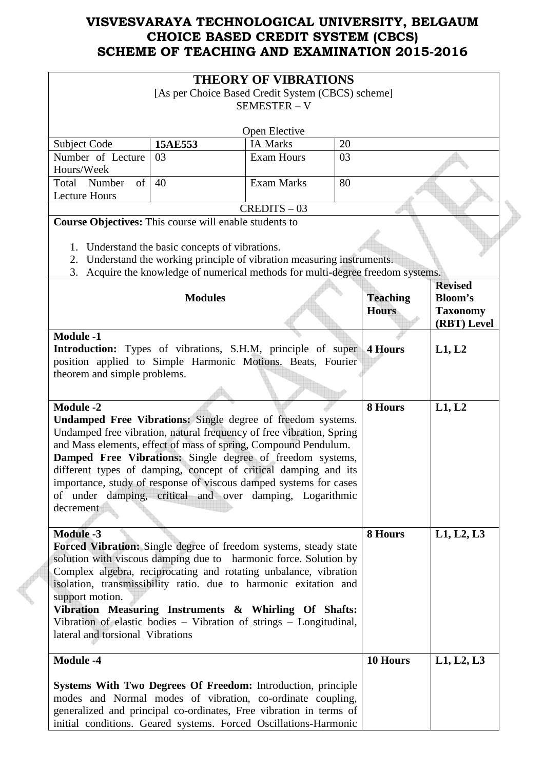# VISVESVARAYA TECHNOLOGICAL UNIVERSITY, BELGAUM
# CHOICE BASED CREDIT SYSTEM (CBCS)
# SCHEME OF TEACHING AND EXAMINATION 2015-2016

## THEORY OF VIBRATIONS

[As per Choice Based Credit System (CBCS) scheme]

SEMESTER – V

Open Elective

| Subject Code | **15AE553** | IA Marks | 20 |
|---|---|---|---|
| Number of Lecture Hours/Week | 03 | Exam Hours | 03 |
| Total Number of Lecture Hours | 40 | Exam Marks | 80 |

CREDITS – 03

**Course Objectives:** This course will enable students to

1. Understand the basic concepts of vibrations.
2. Understand the working principle of vibration measuring instruments.
3. Acquire the knowledge of numerical methods for multi-degree freedom systems.

| Modules | Teaching Hours | Revised Bloom's Taxonomy (RBT) Level |
|---|---|---|
| **Module -1**<br>**Introduction:** Types of vibrations, S.H.M, principle of super position applied to Simple Harmonic Motions. Beats, Fourier theorem and simple problems. | **4 Hours** | **L1, L2** |
| **Module -2**<br>**Undamped Free Vibrations:** Single degree of freedom systems. Undamped free vibration, natural frequency of free vibration, Spring and Mass elements, effect of mass of spring, Compound Pendulum.<br>**Damped Free Vibrations:** Single degree of freedom systems, different types of damping, concept of critical damping and its importance, study of response of viscous damped systems for cases of under damping, critical and over damping, Logarithmic decrement | **8 Hours** | **L1, L2** |
| **Module -3**<br>**Forced Vibration:** Single degree of freedom systems, steady state solution with viscous damping due to harmonic force. Solution by Complex algebra, reciprocating and rotating unbalance, vibration isolation, transmissibility ratio. due to harmonic exitation and support motion.<br>**Vibration Measuring Instruments & Whirling Of Shafts:** Vibration of elastic bodies – Vibration of strings – Longitudinal, lateral and torsional Vibrations | **8 Hours** | **L1, L2, L3** |
| **Module -4**<br><br>**Systems With Two Degrees Of Freedom:** Introduction, principle modes and Normal modes of vibration, co-ordinate coupling, generalized and principal co-ordinates, Free vibration in terms of initial conditions. Geared systems. Forced Oscillations-Harmonic | **10 Hours** | **L1, L2, L3** |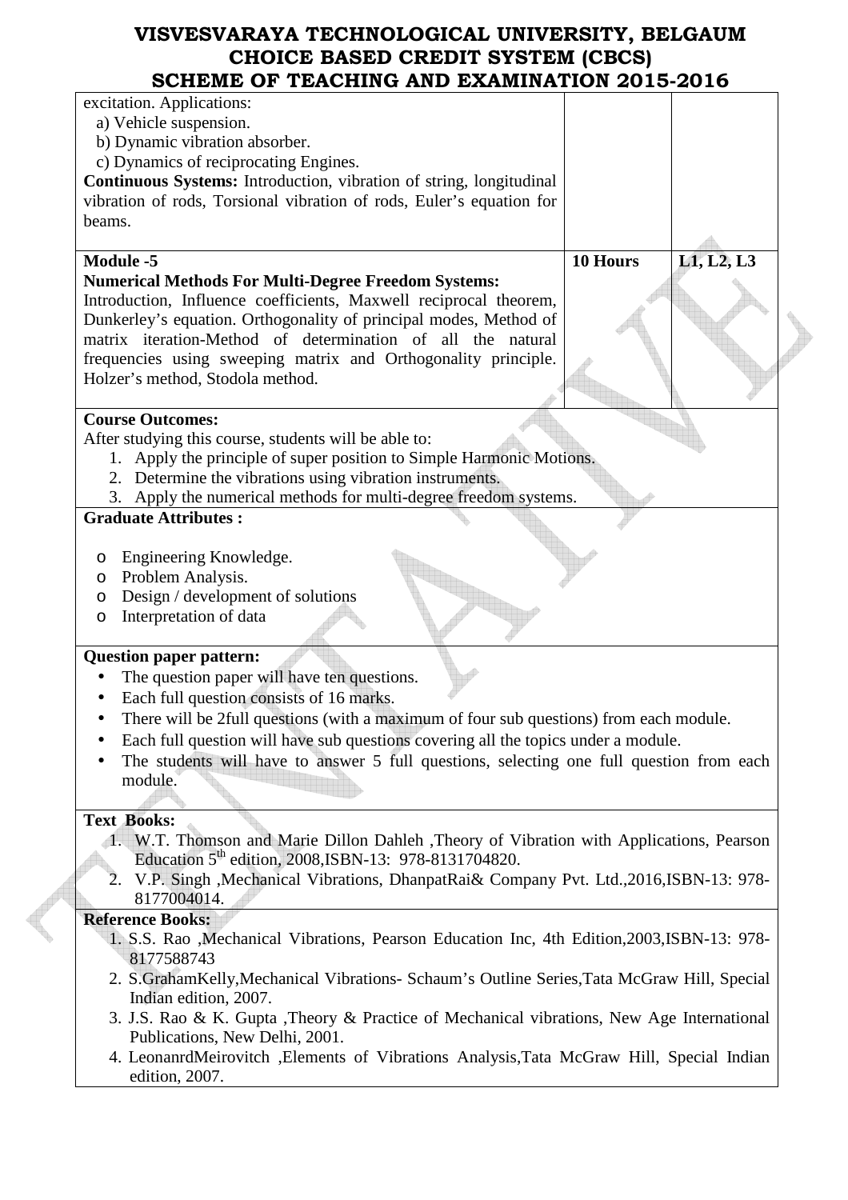| | | |
|---|---|---|
| excitation. Applications:<br>a) Vehicle suspension.<br>b) Dynamic vibration absorber.<br>c) Dynamics of reciprocating Engines.<br>**Continuous Systems:** Introduction, vibration of string, longitudinal vibration of rods, Torsional vibration of rods, Euler's equation for beams. | | |
| **Module -5**<br>**Numerical Methods For Multi-Degree Freedom Systems:**<br>Introduction, Influence coefficients, Maxwell reciprocal theorem, Dunkerley's equation. Orthogonality of principal modes, Method of matrix iteration-Method of determination of all the natural frequencies using sweeping matrix and Orthogonality principle. Holzer's method, Stodola method. | **10 Hours** | **L1, L2, L3** |

**Course Outcomes:**

After studying this course, students will be able to:

1. Apply the principle of super position to Simple Harmonic Motions.
2. Determine the vibrations using vibration instruments.
3. Apply the numerical methods for multi-degree freedom systems.

**Graduate Attributes :**

- Engineering Knowledge.
- Problem Analysis.
- Design / development of solutions
- Interpretation of data

**Question paper pattern:**

- The question paper will have ten questions.
- Each full question consists of 16 marks.
- There will be 2full questions (with a maximum of four sub questions) from each module.
- Each full question will have sub questions covering all the topics under a module.
- The students will have to answer 5 full questions, selecting one full question from each module.

**Text Books:**

1. W.T. Thomson and Marie Dillon Dahleh ,Theory of Vibration with Applications, Pearson Education 5th edition, 2008,ISBN-13: 978-8131704820.
2. V.P. Singh ,Mechanical Vibrations, DhanpatRai& Company Pvt. Ltd.,2016,ISBN-13: 978-8177004014.

**Reference Books:**

1. S.S. Rao ,Mechanical Vibrations, Pearson Education Inc, 4th Edition,2003,ISBN-13: 978-8177588743
2. S.GrahamKelly,Mechanical Vibrations- Schaum's Outline Series,Tata McGraw Hill, Special Indian edition, 2007.
3. J.S. Rao & K. Gupta ,Theory & Practice of Mechanical vibrations, New Age International Publications, New Delhi, 2001.
4. LeonanrdMeirovitch ,Elements of Vibrations Analysis,Tata McGraw Hill, Special Indian edition, 2007.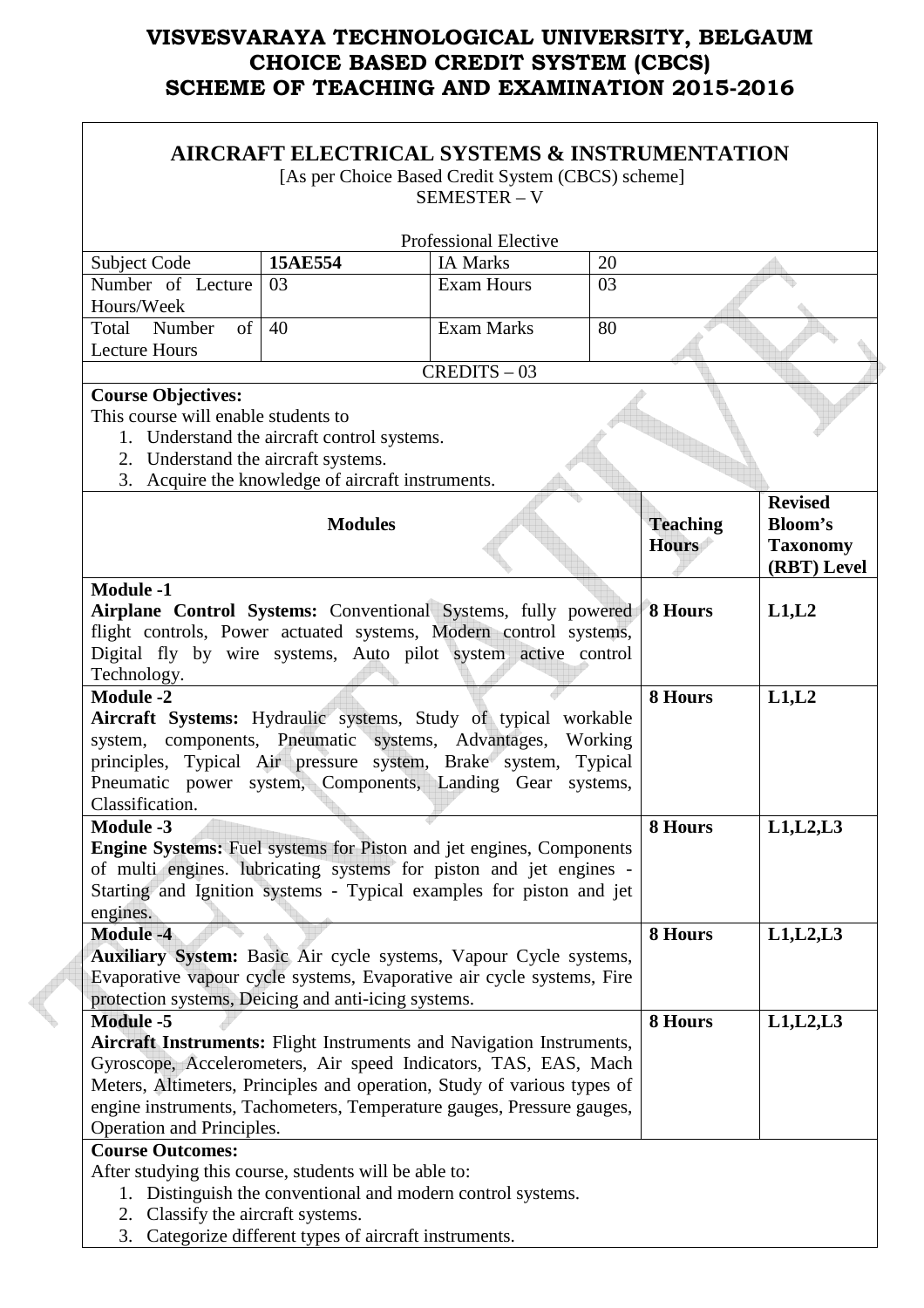# VISVESVARAYA TECHNOLOGICAL UNIVERSITY, BELGAUM
# CHOICE BASED CREDIT SYSTEM (CBCS)
# SCHEME OF TEACHING AND EXAMINATION 2015-2016

## AIRCRAFT ELECTRICAL SYSTEMS & INSTRUMENTATION

[As per Choice Based Credit System (CBCS) scheme]
SEMESTER – V

Professional Elective

| Subject Code | 15AE554 | IA Marks | 20 |
|---|---|---|---|
| Number of Lecture Hours/Week | 03 | Exam Hours | 03 |
| Total Number of Lecture Hours | 40 | Exam Marks | 80 |

CREDITS – 03

**Course Objectives:**
This course will enable students to
1. Understand the aircraft control systems.
2. Understand the aircraft systems.
3. Acquire the knowledge of aircraft instruments.

| Modules | Teaching Hours | Revised Bloom's Taxonomy (RBT) Level |
|---|---|---|
| **Module -1**<br>**Airplane Control Systems:** Conventional Systems, fully powered flight controls, Power actuated systems, Modern control systems, Digital fly by wire systems, Auto pilot system active control Technology. | **8 Hours** | **L1,L2** |
| **Module -2**<br>**Aircraft Systems:** Hydraulic systems, Study of typical workable system, components, Pneumatic systems, Advantages, Working principles, Typical Air pressure system, Brake system, Typical Pneumatic power system, Components, Landing Gear systems, Classification. | **8 Hours** | **L1,L2** |
| **Module -3**<br>**Engine Systems:** Fuel systems for Piston and jet engines, Components of multi engines. lubricating systems for piston and jet engines - Starting and Ignition systems - Typical examples for piston and jet engines. | **8 Hours** | **L1,L2,L3** |
| **Module -4**<br>**Auxiliary System:** Basic Air cycle systems, Vapour Cycle systems, Evaporative vapour cycle systems, Evaporative air cycle systems, Fire protection systems, Deicing and anti-icing systems. | **8 Hours** | **L1,L2,L3** |
| **Module -5**<br>**Aircraft Instruments:** Flight Instruments and Navigation Instruments, Gyroscope, Accelerometers, Air speed Indicators, TAS, EAS, Mach Meters, Altimeters, Principles and operation, Study of various types of engine instruments, Tachometers, Temperature gauges, Pressure gauges, Operation and Principles. | **8 Hours** | **L1,L2,L3** |

**Course Outcomes:**
After studying this course, students will be able to:
1. Distinguish the conventional and modern control systems.
2. Classify the aircraft systems.
3. Categorize different types of aircraft instruments.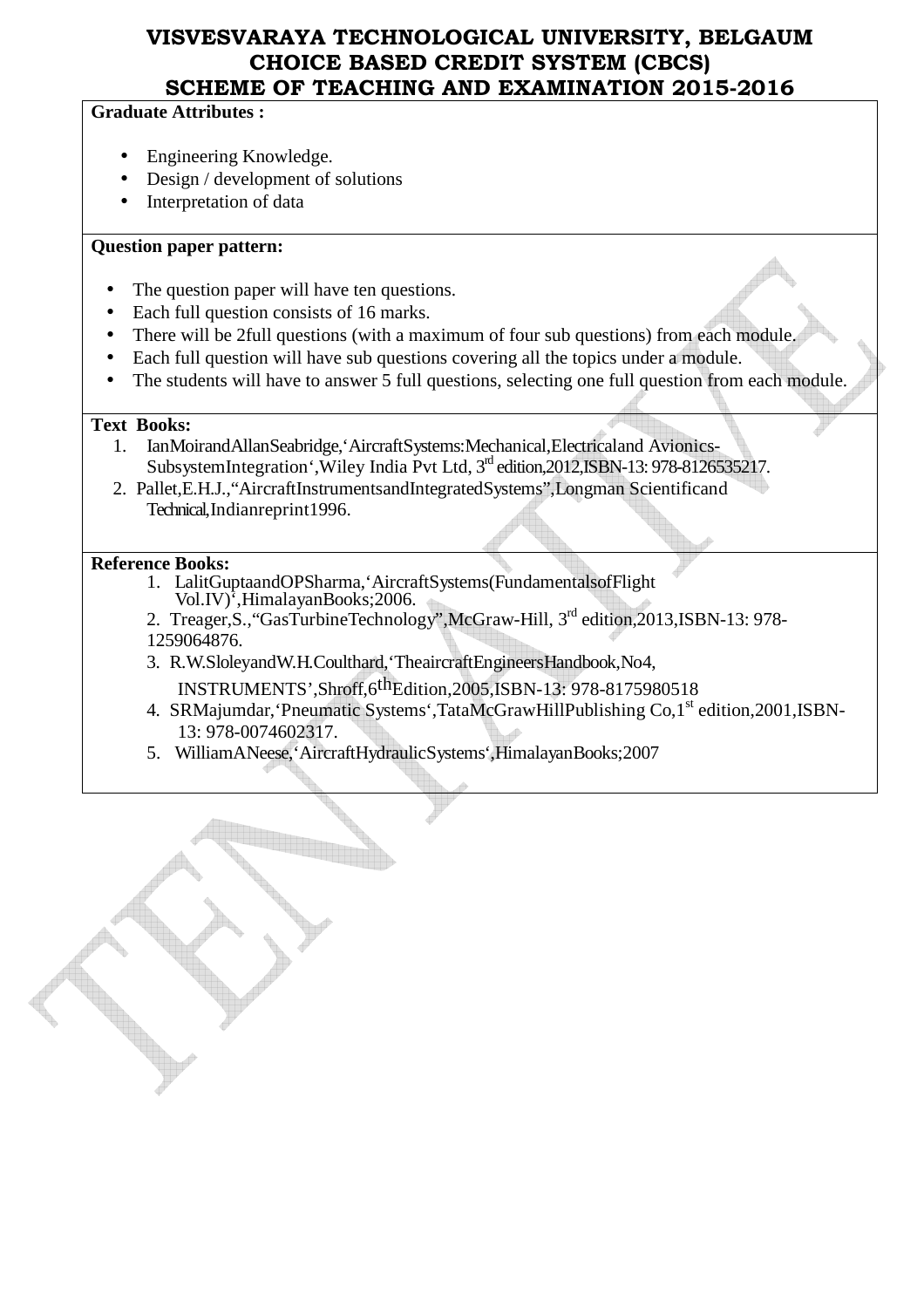**Graduate Attributes :**

- Engineering Knowledge.
- Design / development of solutions
- Interpretation of data

**Question paper pattern:**

- The question paper will have ten questions.
- Each full question consists of 16 marks.
- There will be 2full questions (with a maximum of four sub questions) from each module.
- Each full question will have sub questions covering all the topics under a module.
- The students will have to answer 5 full questions, selecting one full question from each module.

**Text Books:**

1. IanMoirandAllanSeabridge,'AircraftSystems:Mechanical,Electricaland Avionics-SubsystemIntegration',Wiley India Pvt Ltd, 3rd edition,2012,ISBN-13: 978-8126535217.
2. Pallet,E.H.J.,"AircraftInstrumentsandIntegratedSystems",Longman Scientificand Technical,Indianreprint1996.

**Reference Books:**

1. LalitGuptaandOPSharma,'AircraftSystems(FundamentalsofFlight Vol.IV)',HimalayanBooks;2006.
2. Treager,S.,"GasTurbineTechnology",McGraw-Hill, 3rd edition,2013,ISBN-13: 978-1259064876.
3. R.W.SloleyandW.H.Coulthard,'TheaircraftEngineersHandbook,No4, INSTRUMENTS',Shroff,6th Edition,2005,ISBN-13: 978-8175980518
4. SRMajumdar,'Pneumatic Systems',TataMcGrawHillPublishing Co,1st edition,2001,ISBN-13: 978-0074602317.
5. WilliamANeese,'AircraftHydraulicSystems',HimalayanBooks;2007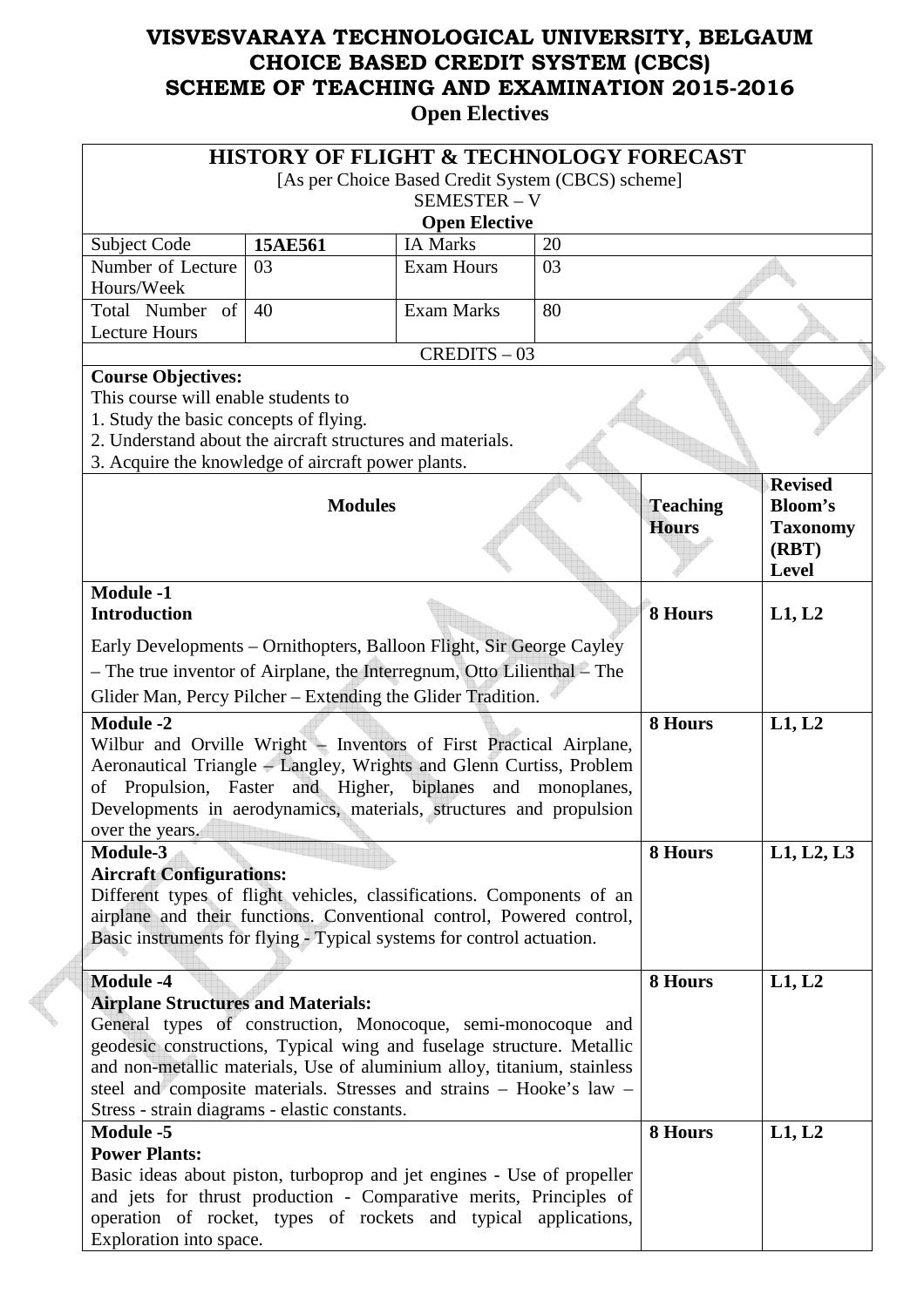# VISVESVARAYA TECHNOLOGICAL UNIVERSITY, BELGAUM
# CHOICE BASED CREDIT SYSTEM (CBCS)
# SCHEME OF TEACHING AND EXAMINATION 2015-2016
## Open Electives

### HISTORY OF FLIGHT & TECHNOLOGY FORECAST

[As per Choice Based Credit System (CBCS) scheme]

SEMESTER – V

**Open Elective**

| Subject Code | **15AE561** | IA Marks | 20 |
|---|---|---|---|
| Number of Lecture Hours/Week | 03 | Exam Hours | 03 |
| Total Number of Lecture Hours | 40 | Exam Marks | 80 |

CREDITS – 03

**Course Objectives:**

This course will enable students to

1. Study the basic concepts of flying.
2. Understand about the aircraft structures and materials.
3. Acquire the knowledge of aircraft power plants.

| **Modules** | **Teaching Hours** | **Revised Bloom's Taxonomy (RBT) Level** |
|---|---|---|
| **Module -1** **Introduction** Early Developments – Ornithopters, Balloon Flight, Sir George Cayley – The true inventor of Airplane, the Interregnum, Otto Lilienthal – The Glider Man, Percy Pilcher – Extending the Glider Tradition. | **8 Hours** | **L1, L2** |
| **Module -2** Wilbur and Orville Wright – Inventors of First Practical Airplane, Aeronautical Triangle – Langley, Wrights and Glenn Curtiss, Problem of Propulsion, Faster and Higher, biplanes and monoplanes, Developments in aerodynamics, materials, structures and propulsion over the years. | **8 Hours** | **L1, L2** |
| **Module-3** **Aircraft Configurations:** Different types of flight vehicles, classifications. Components of an airplane and their functions. Conventional control, Powered control, Basic instruments for flying - Typical systems for control actuation. | **8 Hours** | **L1, L2, L3** |
| **Module -4** **Airplane Structures and Materials:** General types of construction, Monocoque, semi-monocoque and geodesic constructions, Typical wing and fuselage structure. Metallic and non-metallic materials, Use of aluminium alloy, titanium, stainless steel and composite materials. Stresses and strains – Hooke's law – Stress - strain diagrams - elastic constants. | **8 Hours** | **L1, L2** |
| **Module -5** **Power Plants:** Basic ideas about piston, turboprop and jet engines - Use of propeller and jets for thrust production - Comparative merits, Principles of operation of rocket, types of rockets and typical applications, Exploration into space. | **8 Hours** | **L1, L2** |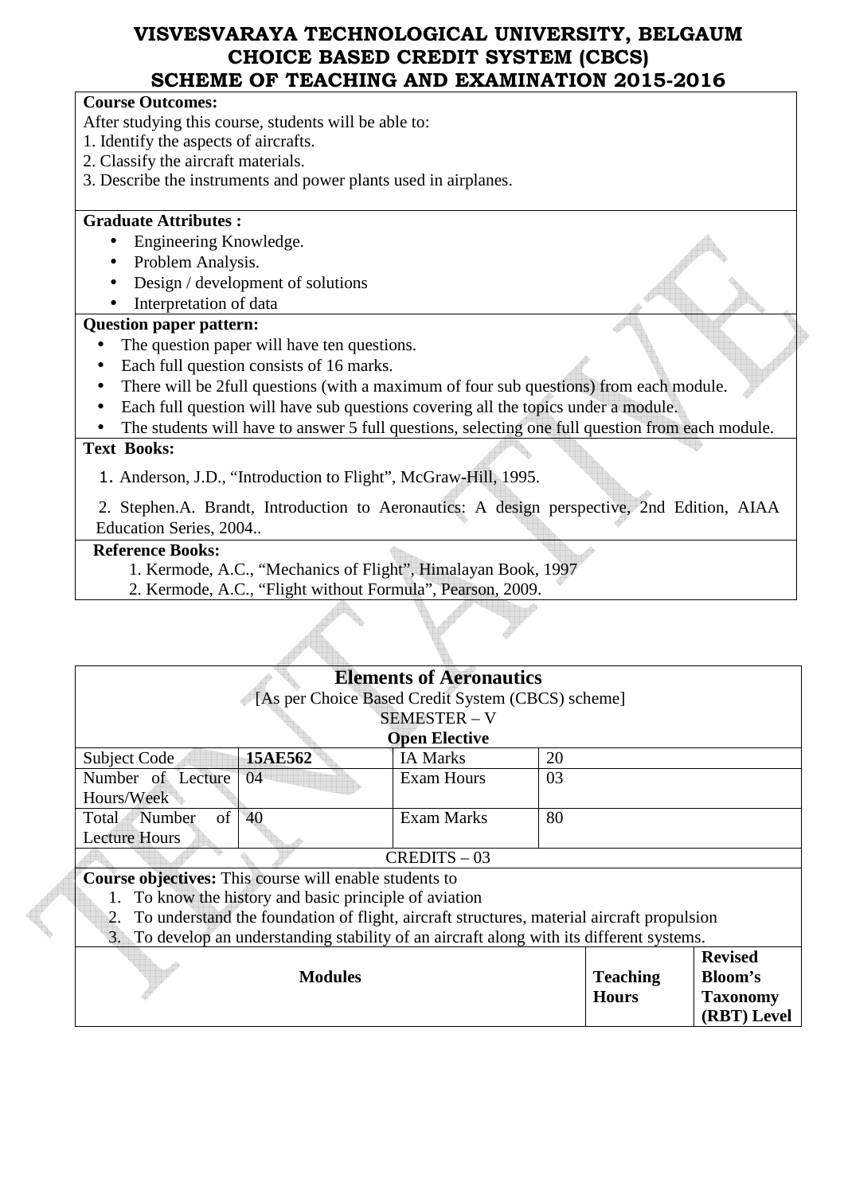# VISVESVARAYA TECHNOLOGICAL UNIVERSITY, BELGAUM
## CHOICE BASED CREDIT SYSTEM (CBCS)
## SCHEME OF TEACHING AND EXAMINATION 2015-2016

**Course Outcomes:**

After studying this course, students will be able to:
1. Identify the aspects of aircrafts.
2. Classify the aircraft materials.
3. Describe the instruments and power plants used in airplanes.

**Graduate Attributes :**

- Engineering Knowledge.
- Problem Analysis.
- Design / development of solutions
- Interpretation of data

**Question paper pattern:**

- The question paper will have ten questions.
- Each full question consists of 16 marks.
- There will be 2full questions (with a maximum of four sub questions) from each module.
- Each full question will have sub questions covering all the topics under a module.
- The students will have to answer 5 full questions, selecting one full question from each module.

**Text Books:**

1. Anderson, J.D., "Introduction to Flight", McGraw-Hill, 1995.
2. Stephen.A. Brandt, Introduction to Aeronautics: A design perspective, 2nd Edition, AIAA Education Series, 2004..

**Reference Books:**

1. Kermode, A.C., "Mechanics of Flight", Himalayan Book, 1997
2. Kermode, A.C., "Flight without Formula", Pearson, 2009.

## Elements of Aeronautics

[As per Choice Based Credit System (CBCS) scheme]

SEMESTER – V

**Open Elective**

| Subject Code | **15AE562** | IA Marks | 20 |
|---|---|---|---|
| Number of Lecture Hours/Week | 04 | Exam Hours | 03 |
| Total Number of Lecture Hours | 40 | Exam Marks | 80 |

CREDITS – 03

**Course objectives:** This course will enable students to

1. To know the history and basic principle of aviation
2. To understand the foundation of flight, aircraft structures, material aircraft propulsion
3. To develop an understanding stability of an aircraft along with its different systems.

| **Modules** | **Teaching Hours** | **Revised Bloom's Taxonomy (RBT) Level** |
|---|---|---|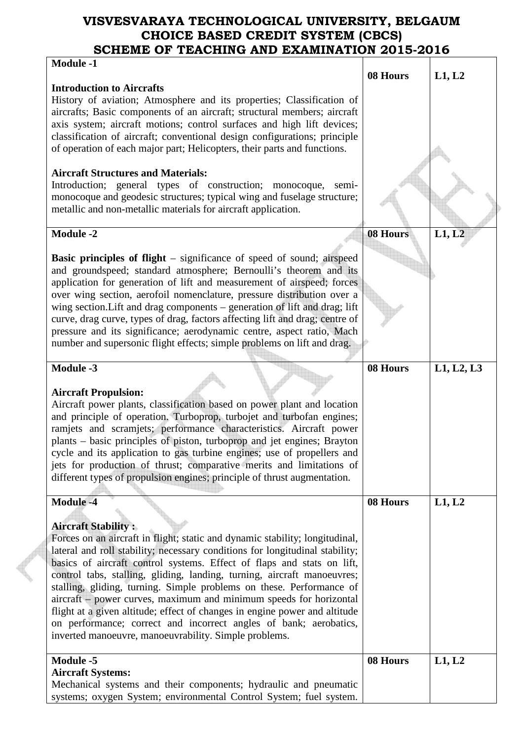# VISVESVARAYA TECHNOLOGICAL UNIVERSITY, BELGAUM
## CHOICE BASED CREDIT SYSTEM (CBCS)
## SCHEME OF TEACHING AND EXAMINATION 2015-2016

| Module | Hours | Levels |
|---|---|---|
| **Module -1**<br><br>**Introduction to Aircrafts**<br>History of aviation; Atmosphere and its properties; Classification of aircrafts; Basic components of an aircraft; structural members; aircraft axis system; aircraft motions; control surfaces and high lift devices; classification of aircraft; conventional design configurations; principle of operation of each major part; Helicopters, their parts and functions.<br><br>**Aircraft Structures and Materials:**<br>Introduction; general types of construction; monocoque, semi-monocoque and geodesic structures; typical wing and fuselage structure; metallic and non-metallic materials for aircraft application. | 08 Hours | L1, L2 |
| **Module -2**<br><br>**Basic principles of flight** – significance of speed of sound; airspeed and groundspeed; standard atmosphere; Bernoulli's theorem and its application for generation of lift and measurement of airspeed; forces over wing section, aerofoil nomenclature, pressure distribution over a wing section.Lift and drag components – generation of lift and drag; lift curve, drag curve, types of drag, factors affecting lift and drag; centre of pressure and its significance; aerodynamic centre, aspect ratio, Mach number and supersonic flight effects; simple problems on lift and drag. | 08 Hours | L1, L2 |
| **Module -3**<br><br>**Aircraft Propulsion:**<br>Aircraft power plants, classification based on power plant and location and principle of operation. Turboprop, turbojet and turbofan engines; ramjets and scramjets; performance characteristics. Aircraft power plants – basic principles of piston, turboprop and jet engines; Brayton cycle and its application to gas turbine engines; use of propellers and jets for production of thrust; comparative merits and limitations of different types of propulsion engines; principle of thrust augmentation. | 08 Hours | L1, L2, L3 |
| **Module -4**<br><br>**Aircraft Stability :**<br>Forces on an aircraft in flight; static and dynamic stability; longitudinal, lateral and roll stability; necessary conditions for longitudinal stability; basics of aircraft control systems. Effect of flaps and stats on lift, control tabs, stalling, gliding, landing, turning, aircraft manoeuvres; stalling, gliding, turning. Simple problems on these. Performance of aircraft – power curves, maximum and minimum speeds for horizontal flight at a given altitude; effect of changes in engine power and altitude on performance; correct and incorrect angles of bank; aerobatics, inverted manoeuvre, manoeuvrability. Simple problems. | 08 Hours | L1, L2 |
| **Module -5**<br>**Aircraft Systems:**<br>Mechanical systems and their components; hydraulic and pneumatic systems; oxygen System; environmental Control System; fuel system. | 08 Hours | L1, L2 |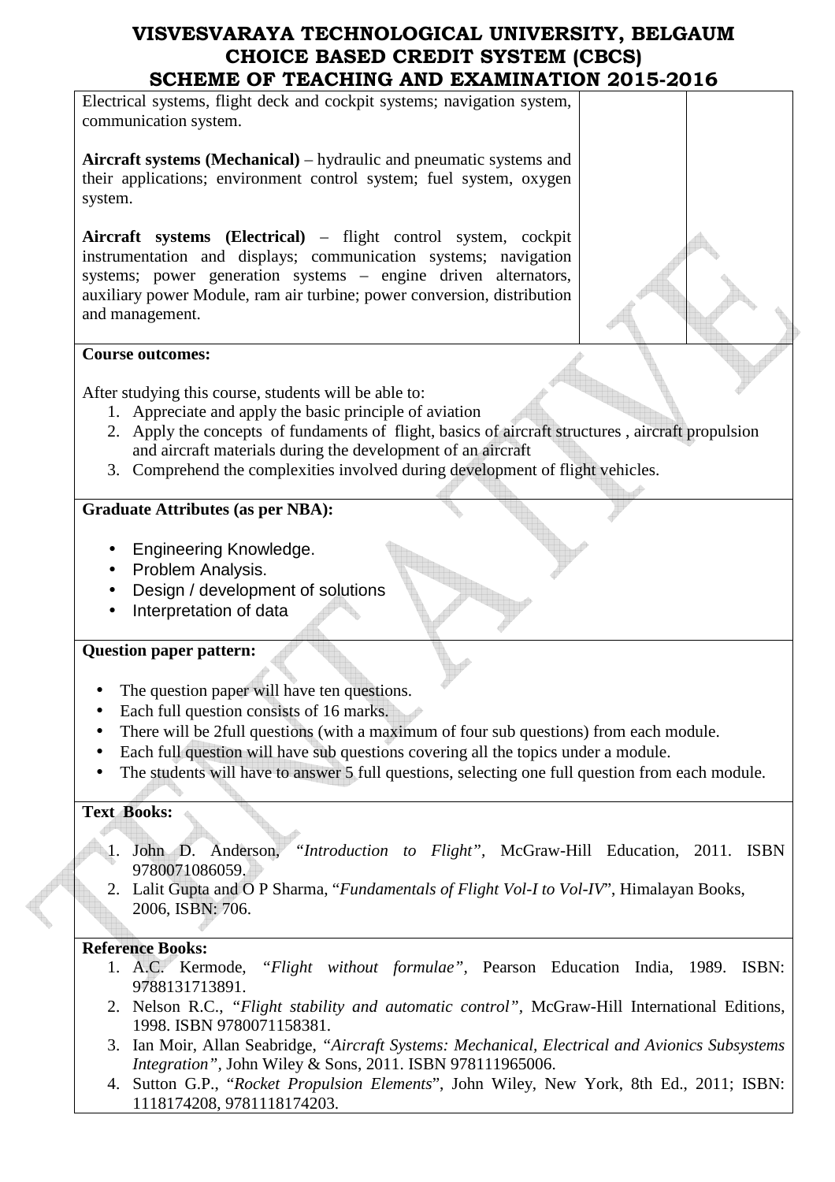| | | |
|---|---|---|
| Electrical systems, flight deck and cockpit systems; navigation system, communication system.<br><br>**Aircraft systems (Mechanical)** – hydraulic and pneumatic systems and their applications; environment control system; fuel system, oxygen system.<br><br>**Aircraft systems (Electrical)** – flight control system, cockpit instrumentation and displays; communication systems; navigation systems; power generation systems – engine driven alternators, auxiliary power Module, ram air turbine; power conversion, distribution and management. | | |

**Course outcomes:**

After studying this course, students will be able to:

1. Appreciate and apply the basic principle of aviation
2. Apply the concepts of fundaments of flight, basics of aircraft structures , aircraft propulsion and aircraft materials during the development of an aircraft
3. Comprehend the complexities involved during development of flight vehicles.

**Graduate Attributes (as per NBA):**

- Engineering Knowledge.
- Problem Analysis.
- Design / development of solutions
- Interpretation of data

**Question paper pattern:**

- The question paper will have ten questions.
- Each full question consists of 16 marks.
- There will be 2full questions (with a maximum of four sub questions) from each module.
- Each full question will have sub questions covering all the topics under a module.
- The students will have to answer 5 full questions, selecting one full question from each module.

**Text Books:**

1. John D. Anderson, *"Introduction to Flight"*, McGraw-Hill Education, 2011. ISBN 9780071086059.
2. Lalit Gupta and O P Sharma, "*Fundamentals of Flight Vol-I to Vol-IV*", Himalayan Books, 2006, ISBN: 706.

**Reference Books:**

1. A.C. Kermode, *"Flight without formulae"*, Pearson Education India, 1989. ISBN: 9788131713891.
2. Nelson R.C., *"Flight stability and automatic control"*, McGraw-Hill International Editions, 1998. ISBN 9780071158381.
3. Ian Moir, Allan Seabridge, *"Aircraft Systems: Mechanical, Electrical and Avionics Subsystems Integration"*, John Wiley & Sons, 2011. ISBN 978111965006.
4. Sutton G.P., "*Rocket Propulsion Elements*", John Wiley, New York, 8th Ed., 2011; ISBN: 1118174208, 9781118174203.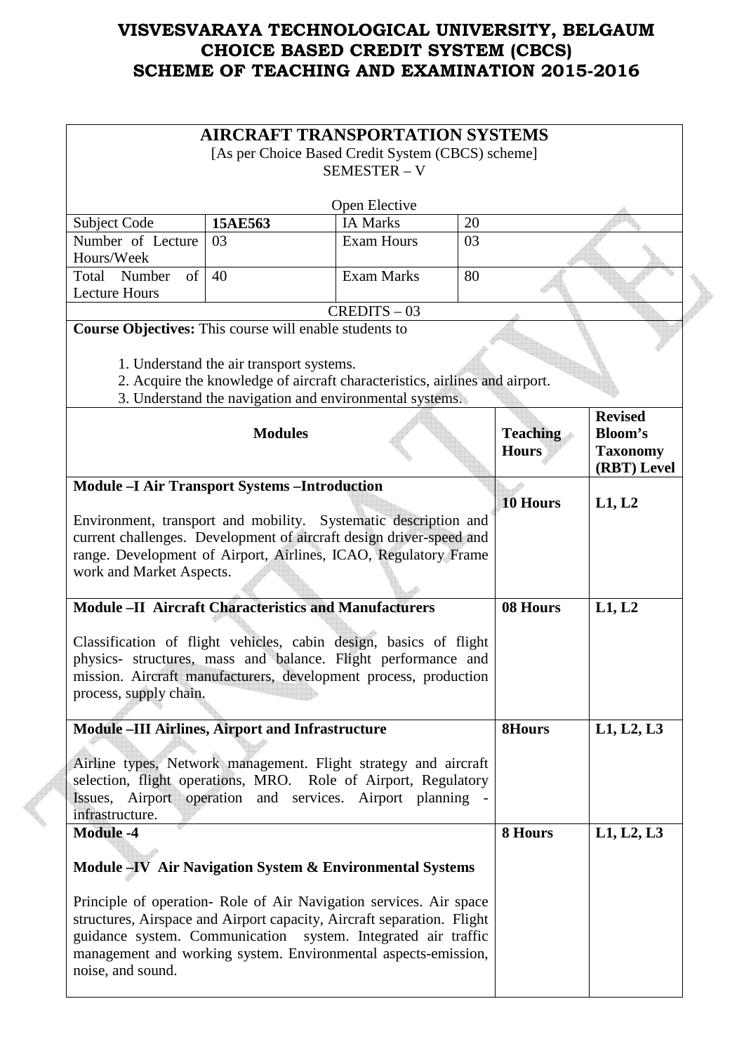# VISVESVARAYA TECHNOLOGICAL UNIVERSITY, BELGAUM
# CHOICE BASED CREDIT SYSTEM (CBCS)
# SCHEME OF TEACHING AND EXAMINATION 2015-2016

## AIRCRAFT TRANSPORTATION SYSTEMS

[As per Choice Based Credit System (CBCS) scheme]

SEMESTER – V

Open Elective

| Subject Code | 15AE563 | IA Marks | 20 |
|---|---|---|---|
| Number of Lecture Hours/Week | 03 | Exam Hours | 03 |
| Total Number of Lecture Hours | 40 | Exam Marks | 80 |

CREDITS – 03

**Course Objectives:** This course will enable students to

1. Understand the air transport systems.
2. Acquire the knowledge of aircraft characteristics, airlines and airport.
3. Understand the navigation and environmental systems.

| Modules | Teaching Hours | Revised Bloom's Taxonomy (RBT) Level |
|---|---|---|
| **Module –I Air Transport Systems –Introduction**<br><br>Environment, transport and mobility. Systematic description and current challenges. Development of aircraft design driver-speed and range. Development of Airport, Airlines, ICAO, Regulatory Frame work and Market Aspects. | **10 Hours** | **L1, L2** |
| **Module –II Aircraft Characteristics and Manufacturers**<br><br>Classification of flight vehicles, cabin design, basics of flight physics- structures, mass and balance. Flight performance and mission. Aircraft manufacturers, development process, production process, supply chain. | **08 Hours** | **L1, L2** |
| **Module –III Airlines, Airport and Infrastructure**<br><br>Airline types, Network management. Flight strategy and aircraft selection, flight operations, MRO. Role of Airport, Regulatory Issues, Airport operation and services. Airport planning - infrastructure. | **8Hours** | **L1, L2, L3** |
| **Module -4**<br><br>**Module –IV Air Navigation System & Environmental Systems**<br><br>Principle of operation- Role of Air Navigation services. Air space structures, Airspace and Airport capacity, Aircraft separation. Flight guidance system. Communication system. Integrated air traffic management and working system. Environmental aspects-emission, noise, and sound. | **8 Hours** | **L1, L2, L3** |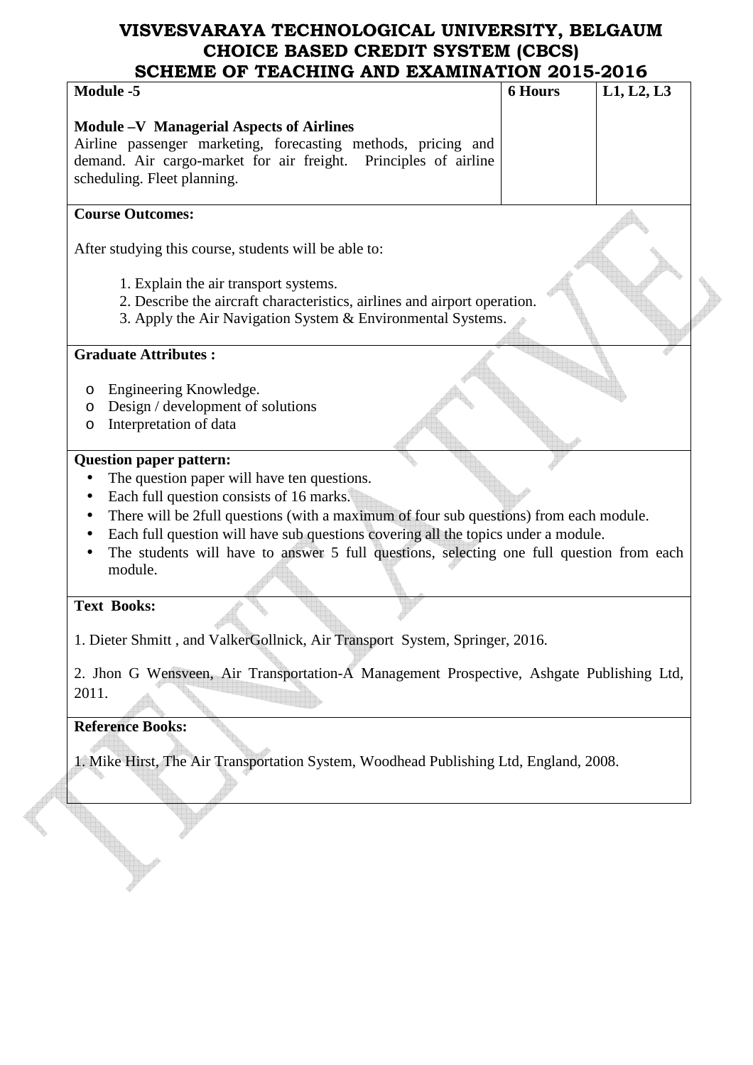| Module -5 | 6 Hours | L1, L2, L3 |
|---|---|---|
| **Module –V Managerial Aspects of Airlines**<br>Airline passenger marketing, forecasting methods, pricing and demand. Air cargo-market for air freight. Principles of airline scheduling. Fleet planning. | | |

**Course Outcomes:**

After studying this course, students will be able to:

1. Explain the air transport systems.
2. Describe the aircraft characteristics, airlines and airport operation.
3. Apply the Air Navigation System & Environmental Systems.

**Graduate Attributes :**

- Engineering Knowledge.
- Design / development of solutions
- Interpretation of data

**Question paper pattern:**

- The question paper will have ten questions.
- Each full question consists of 16 marks.
- There will be 2full questions (with a maximum of four sub questions) from each module.
- Each full question will have sub questions covering all the topics under a module.
- The students will have to answer 5 full questions, selecting one full question from each module.

**Text Books:**

1. Dieter Shmitt , and ValkerGollnick, Air Transport System, Springer, 2016.

2. Jhon G Wensveen, Air Transportation-A Management Prospective, Ashgate Publishing Ltd, 2011.

**Reference Books:**

1. Mike Hirst, The Air Transportation System, Woodhead Publishing Ltd, England, 2008.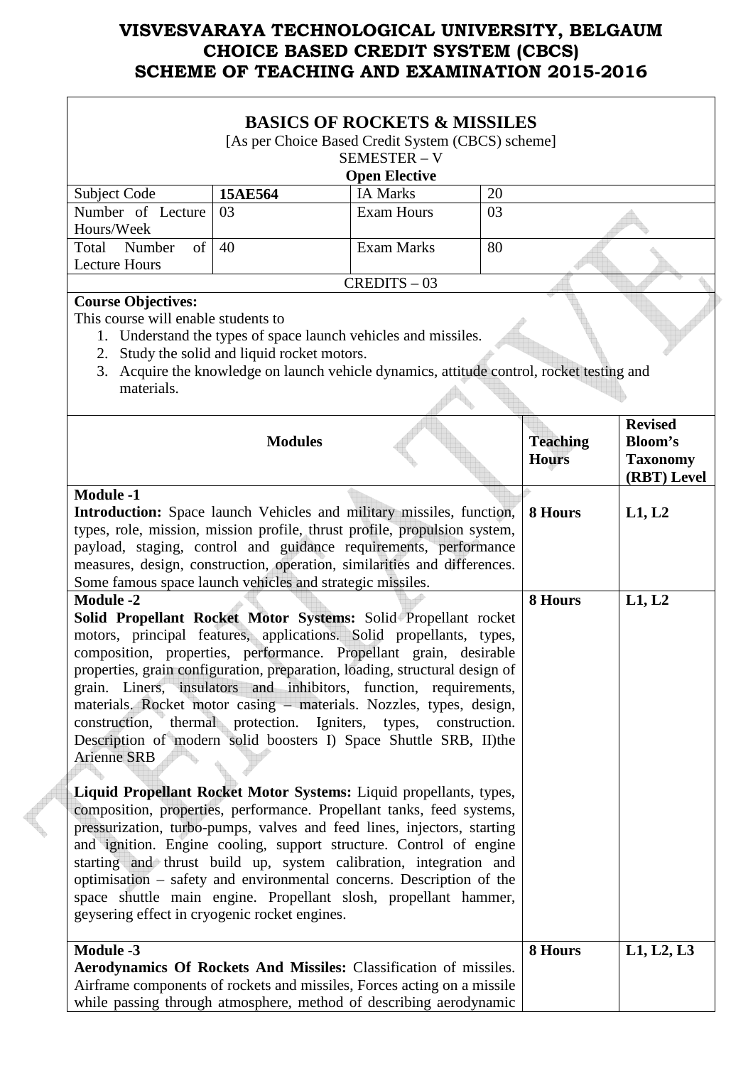# VISVESVARAYA TECHNOLOGICAL UNIVERSITY, BELGAUM
# CHOICE BASED CREDIT SYSTEM (CBCS)
# SCHEME OF TEACHING AND EXAMINATION 2015-2016

## BASICS OF ROCKETS & MISSILES

[As per Choice Based Credit System (CBCS) scheme]
SEMESTER – V
**Open Elective**

| Subject Code | **15AE564** | IA Marks | 20 |
|---|---|---|---|
| Number of Lecture Hours/Week | 03 | Exam Hours | 03 |
| Total Number of Lecture Hours | 40 | Exam Marks | 80 |
| CREDITS – 03 | | | |

**Course Objectives:**
This course will enable students to

1. Understand the types of space launch vehicles and missiles.
2. Study the solid and liquid rocket motors.
3. Acquire the knowledge on launch vehicle dynamics, attitude control, rocket testing and materials.

| Modules | Teaching Hours | Revised Bloom's Taxonomy (RBT) Level |
|---|---|---|
| **Module -1**<br>**Introduction:** Space launch Vehicles and military missiles, function, types, role, mission, mission profile, thrust profile, propulsion system, payload, staging, control and guidance requirements, performance measures, design, construction, operation, similarities and differences. Some famous space launch vehicles and strategic missiles. | **8 Hours** | **L1, L2** |
| **Module -2**<br>**Solid Propellant Rocket Motor Systems:** Solid Propellant rocket motors, principal features, applications. Solid propellants, types, composition, properties, performance. Propellant grain, desirable properties, grain configuration, preparation, loading, structural design of grain. Liners, insulators and inhibitors, function, requirements, materials. Rocket motor casing – materials. Nozzles, types, design, construction, thermal protection. Igniters, types, construction. Description of modern solid boosters I) Space Shuttle SRB, II)the Arienne SRB<br><br>**Liquid Propellant Rocket Motor Systems:** Liquid propellants, types, composition, properties, performance. Propellant tanks, feed systems, pressurization, turbo-pumps, valves and feed lines, injectors, starting and ignition. Engine cooling, support structure. Control of engine starting and thrust build up, system calibration, integration and optimisation – safety and environmental concerns. Description of the space shuttle main engine. Propellant slosh, propellant hammer, geysering effect in cryogenic rocket engines. | **8 Hours** | **L1, L2** |
| **Module -3**<br>**Aerodynamics Of Rockets And Missiles:** Classification of missiles. Airframe components of rockets and missiles, Forces acting on a missile while passing through atmosphere, method of describing aerodynamic | **8 Hours** | **L1, L2, L3** |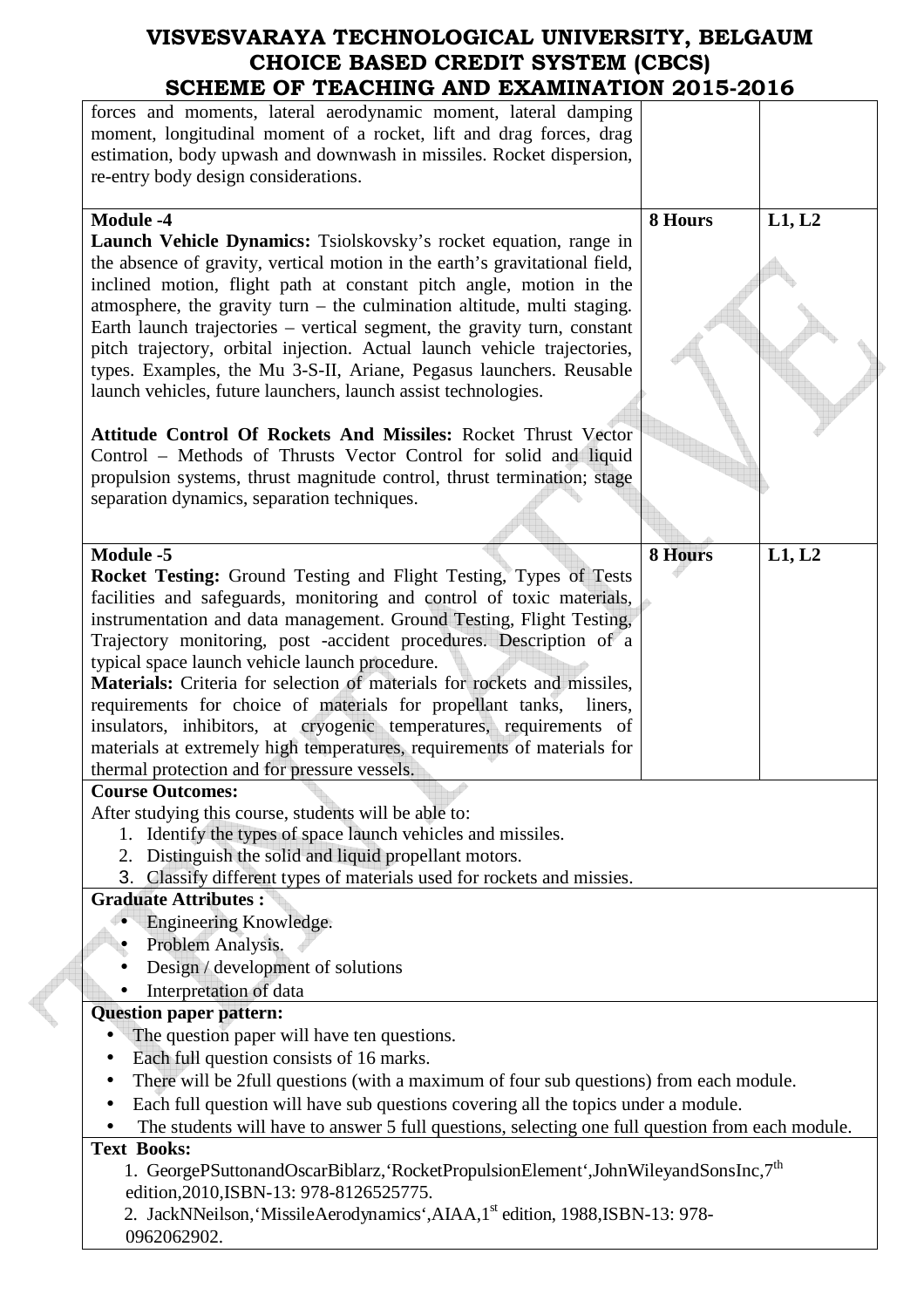| | | |
|---|---|---|
| forces and moments, lateral aerodynamic moment, lateral damping moment, longitudinal moment of a rocket, lift and drag forces, drag estimation, body upwash and downwash in missiles. Rocket dispersion, re-entry body design considerations. | | |
| **Module -4**<br>**Launch Vehicle Dynamics:** Tsiolskovsky's rocket equation, range in the absence of gravity, vertical motion in the earth's gravitational field, inclined motion, flight path at constant pitch angle, motion in the atmosphere, the gravity turn – the culmination altitude, multi staging. Earth launch trajectories – vertical segment, the gravity turn, constant pitch trajectory, orbital injection. Actual launch vehicle trajectories, types. Examples, the Mu 3-S-II, Ariane, Pegasus launchers. Reusable launch vehicles, future launchers, launch assist technologies.<br><br>**Attitude Control Of Rockets And Missiles:** Rocket Thrust Vector Control – Methods of Thrusts Vector Control for solid and liquid propulsion systems, thrust magnitude control, thrust termination; stage separation dynamics, separation techniques. | **8 Hours** | **L1, L2** |
| **Module -5**<br>**Rocket Testing:** Ground Testing and Flight Testing, Types of Tests facilities and safeguards, monitoring and control of toxic materials, instrumentation and data management. Ground Testing, Flight Testing, Trajectory monitoring, post -accident procedures. Description of a typical space launch vehicle launch procedure.<br>**Materials:** Criteria for selection of materials for rockets and missiles, requirements for choice of materials for propellant tanks, liners, insulators, inhibitors, at cryogenic temperatures, requirements of materials at extremely high temperatures, requirements of materials for thermal protection and for pressure vessels. | **8 Hours** | **L1, L2** |

**Course Outcomes:**

After studying this course, students will be able to:

1. Identify the types of space launch vehicles and missiles.
2. Distinguish the solid and liquid propellant motors.
3. Classify different types of materials used for rockets and missies.

**Graduate Attributes :**

- Engineering Knowledge.
- Problem Analysis.
- Design / development of solutions
- Interpretation of data

**Question paper pattern:**

- The question paper will have ten questions.
- Each full question consists of 16 marks.
- There will be 2full questions (with a maximum of four sub questions) from each module.
- Each full question will have sub questions covering all the topics under a module.
- The students will have to answer 5 full questions, selecting one full question from each module.

**Text Books:**

1. GeorgePSuttonandOscarBiblarz,'RocketPropulsionElement',JohnWileyandSonsInc,7th edition,2010,ISBN-13: 978-8126525775.
2. JackNNeilson,'MissileAerodynamics',AIAA,1st edition, 1988,ISBN-13: 978-0962062902.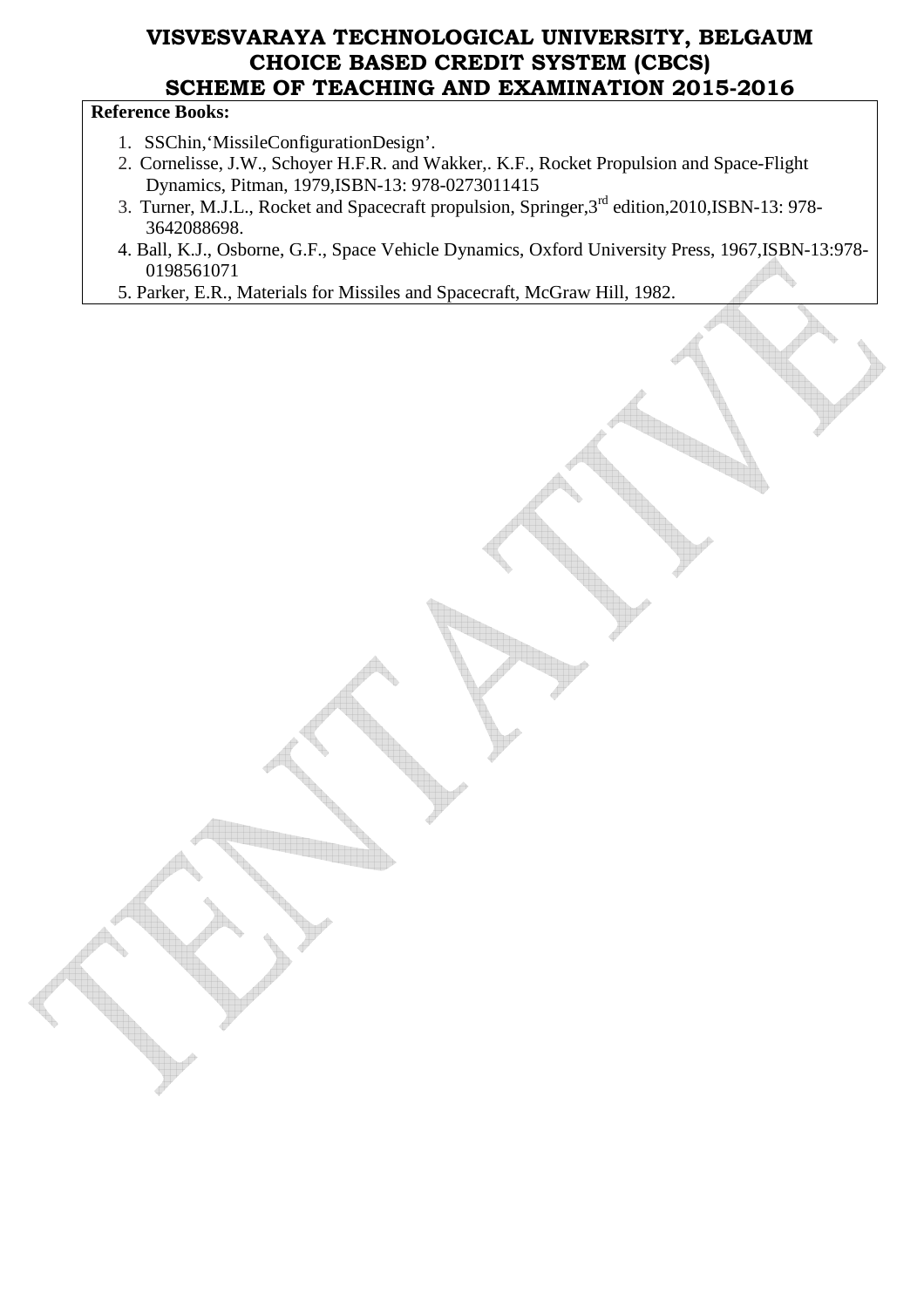**Reference Books:**

1. SSChin,'MissileConfigurationDesign'.
2. Cornelisse, J.W., Schoyer H.F.R. and Wakker,. K.F., Rocket Propulsion and Space-Flight Dynamics, Pitman, 1979,ISBN-13: 978-0273011415
3. Turner, M.J.L., Rocket and Spacecraft propulsion, Springer,3rd edition,2010,ISBN-13: 978-3642088698.
4. Ball, K.J., Osborne, G.F., Space Vehicle Dynamics, Oxford University Press, 1967,ISBN-13:978-0198561071
5. Parker, E.R., Materials for Missiles and Spacecraft, McGraw Hill, 1982.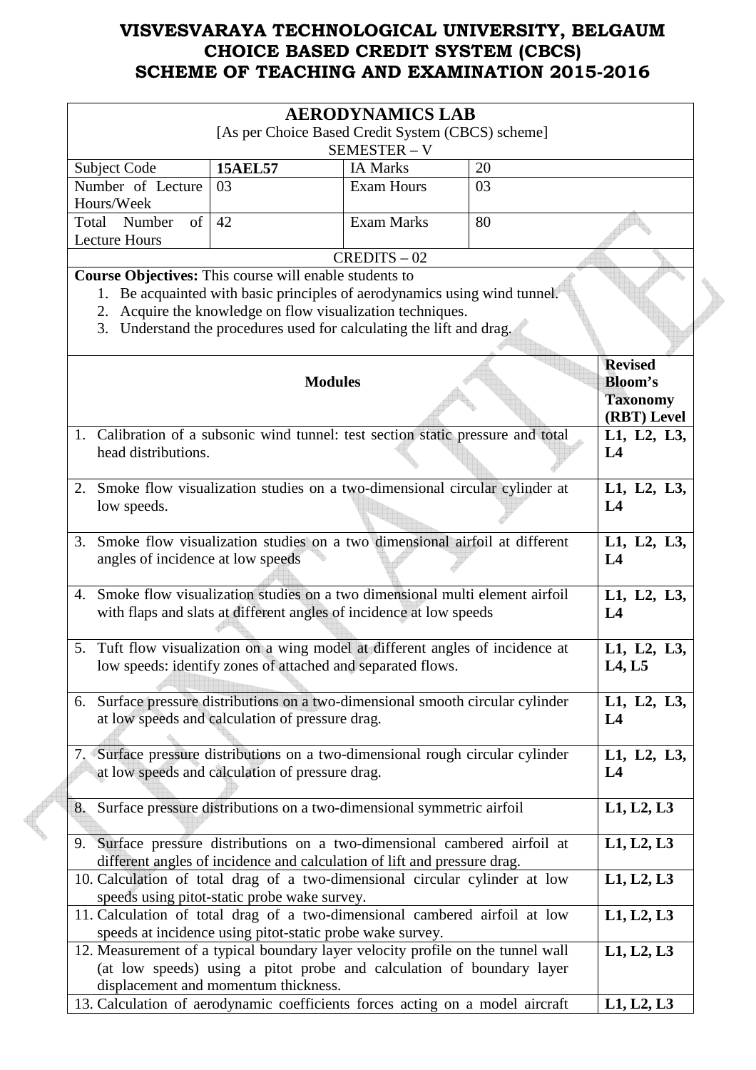# VISVESVARAYA TECHNOLOGICAL UNIVERSITY, BELGAUM
# CHOICE BASED CREDIT SYSTEM (CBCS)
# SCHEME OF TEACHING AND EXAMINATION 2015-2016

## AERODYNAMICS LAB

[As per Choice Based Credit System (CBCS) scheme]

SEMESTER – V

| Subject Code | 15AEL57 | IA Marks | 20 |
|---|---|---|---|
| Number of Lecture Hours/Week | 03 | Exam Hours | 03 |
| Total Number of Lecture Hours | 42 | Exam Marks | 80 |

CREDITS – 02

**Course Objectives:** This course will enable students to

1. Be acquainted with basic principles of aerodynamics using wind tunnel.
2. Acquire the knowledge on flow visualization techniques.
3. Understand the procedures used for calculating the lift and drag.

| Modules | Revised Bloom's Taxonomy (RBT) Level |
|---|---|
| 1. Calibration of a subsonic wind tunnel: test section static pressure and total head distributions. | L1, L2, L3, L4 |
| 2. Smoke flow visualization studies on a two-dimensional circular cylinder at low speeds. | L1, L2, L3, L4 |
| 3. Smoke flow visualization studies on a two dimensional airfoil at different angles of incidence at low speeds | L1, L2, L3, L4 |
| 4. Smoke flow visualization studies on a two dimensional multi element airfoil with flaps and slats at different angles of incidence at low speeds | L1, L2, L3, L4 |
| 5. Tuft flow visualization on a wing model at different angles of incidence at low speeds: identify zones of attached and separated flows. | L1, L2, L3, L4, L5 |
| 6. Surface pressure distributions on a two-dimensional smooth circular cylinder at low speeds and calculation of pressure drag. | L1, L2, L3, L4 |
| 7. Surface pressure distributions on a two-dimensional rough circular cylinder at low speeds and calculation of pressure drag. | L1, L2, L3, L4 |
| 8. Surface pressure distributions on a two-dimensional symmetric airfoil | L1, L2, L3 |
| 9. Surface pressure distributions on a two-dimensional cambered airfoil at different angles of incidence and calculation of lift and pressure drag. | L1, L2, L3 |
| 10. Calculation of total drag of a two-dimensional circular cylinder at low speeds using pitot-static probe wake survey. | L1, L2, L3 |
| 11. Calculation of total drag of a two-dimensional cambered airfoil at low speeds at incidence using pitot-static probe wake survey. | L1, L2, L3 |
| 12. Measurement of a typical boundary layer velocity profile on the tunnel wall (at low speeds) using a pitot probe and calculation of boundary layer displacement and momentum thickness. | L1, L2, L3 |
| 13. Calculation of aerodynamic coefficients forces acting on a model aircraft | L1, L2, L3 |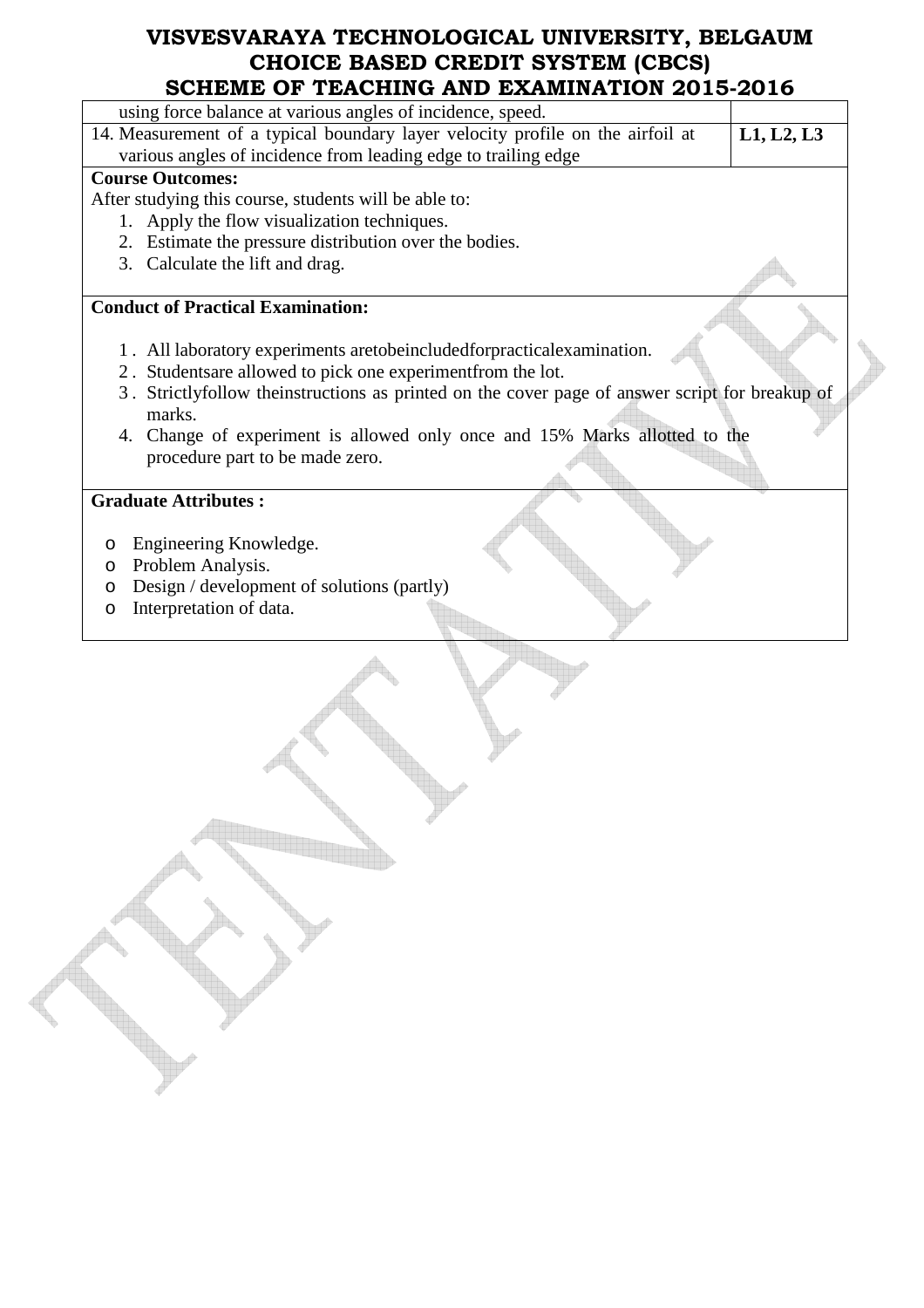| | |
|---|---|
| using force balance at various angles of incidence, speed. | |
| 14. Measurement of a typical boundary layer velocity profile on the airfoil at various angles of incidence from leading edge to trailing edge | **L1, L2, L3** |

**Course Outcomes:**

After studying this course, students will be able to:

1. Apply the flow visualization techniques.
2. Estimate the pressure distribution over the bodies.
3. Calculate the lift and drag.

**Conduct of Practical Examination:**

1. All laboratory experiments aretobeincludedforpracticalexamination.
2. Studentsare allowed to pick one experimentfrom the lot.
3. Strictlyfollow theinstructions as printed on the cover page of answer script for breakup of marks.
4. Change of experiment is allowed only once and 15% Marks allotted to the procedure part to be made zero.

**Graduate Attributes :**

- Engineering Knowledge.
- Problem Analysis.
- Design / development of solutions (partly)
- Interpretation of data.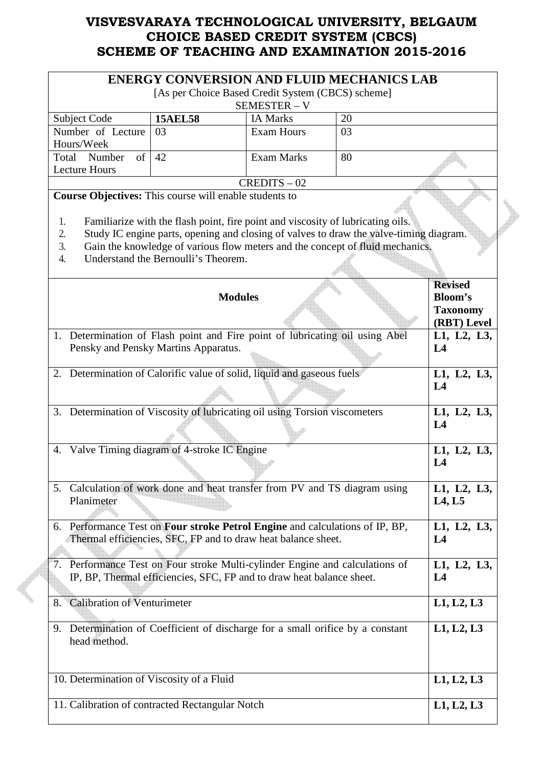# VISVESVARAYA TECHNOLOGICAL UNIVERSITY, BELGAUM
# CHOICE BASED CREDIT SYSTEM (CBCS)
# SCHEME OF TEACHING AND EXAMINATION 2015-2016

| **ENERGY CONVERSION AND FLUID MECHANICS LAB**<br>[As per Choice Based Credit System (CBCS) scheme]<br>SEMESTER – V | | | |
|---|---|---|---|
| Subject Code | **15AEL58** | IA Marks | 20 |
| Number of Lecture Hours/Week | 03 | Exam Hours | 03 |
| Total Number of Lecture Hours | 42 | Exam Marks | 80 |
| CREDITS – 02 | | | |

**Course Objectives:** This course will enable students to

1. Familiarize with the flash point, fire point and viscosity of lubricating oils.
2. Study IC engine parts, opening and closing of valves to draw the valve-timing diagram.
3. Gain the knowledge of various flow meters and the concept of fluid mechanics.
4. Understand the Bernoulli's Theorem.

| **Modules** | **Revised Bloom's Taxonomy (RBT) Level** |
|---|---|
| 1. Determination of Flash point and Fire point of lubricating oil using Abel Pensky and Pensky Martins Apparatus. | **L1, L2, L3, L4** |
| 2. Determination of Calorific value of solid, liquid and gaseous fuels | **L1, L2, L3, L4** |
| 3. Determination of Viscosity of lubricating oil using Torsion viscometers | **L1, L2, L3, L4** |
| 4. Valve Timing diagram of 4-stroke IC Engine | **L1, L2, L3, L4** |
| 5. Calculation of work done and heat transfer from PV and TS diagram using Planimeter | **L1, L2, L3, L4, L5** |
| 6. Performance Test on **Four stroke Petrol Engine** and calculations of IP, BP, Thermal efficiencies, SFC, FP and to draw heat balance sheet. | **L1, L2, L3, L4** |
| 7. Performance Test on Four stroke Multi-cylinder Engine and calculations of IP, BP, Thermal efficiencies, SFC, FP and to draw heat balance sheet. | **L1, L2, L3, L4** |
| 8. Calibration of Venturimeter | **L1, L2, L3** |
| 9. Determination of Coefficient of discharge for a small orifice by a constant head method. | **L1, L2, L3** |
| 10. Determination of Viscosity of a Fluid | **L1, L2, L3** |
| 11. Calibration of contracted Rectangular Notch | **L1, L2, L3** |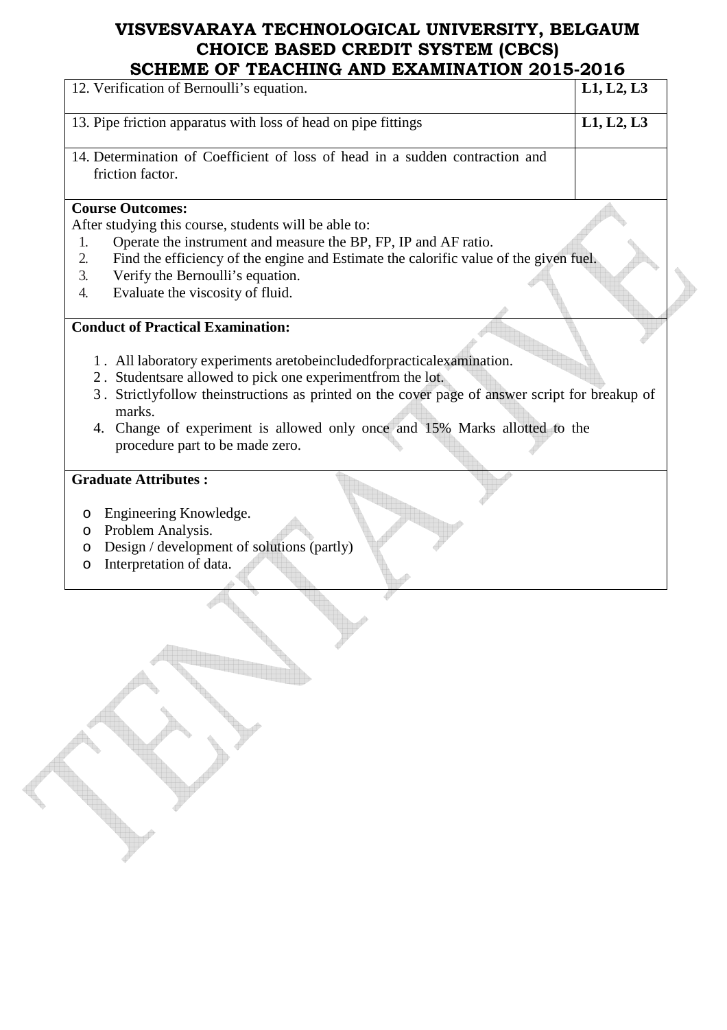| | |
|---|---|
| 12. Verification of Bernoulli's equation. | **L1, L2, L3** |
| 13. Pipe friction apparatus with loss of head on pipe fittings | **L1, L2, L3** |
| 14. Determination of Coefficient of loss of head in a sudden contraction and friction factor. | |

**Course Outcomes:**

After studying this course, students will be able to:

1. Operate the instrument and measure the BP, FP, IP and AF ratio.
2. Find the efficiency of the engine and Estimate the calorific value of the given fuel.
3. Verify the Bernoulli's equation.
4. Evaluate the viscosity of fluid.

**Conduct of Practical Examination:**

1. All laboratory experiments aretobeincludedforpracticalexamination.
2. Studentsare allowed to pick one experimentfrom the lot.
3. Strictlyfollow theinstructions as printed on the cover page of answer script for breakup of marks.
4. Change of experiment is allowed only once and 15% Marks allotted to the procedure part to be made zero.

**Graduate Attributes :**

- Engineering Knowledge.
- Problem Analysis.
- Design / development of solutions (partly)
- Interpretation of data.